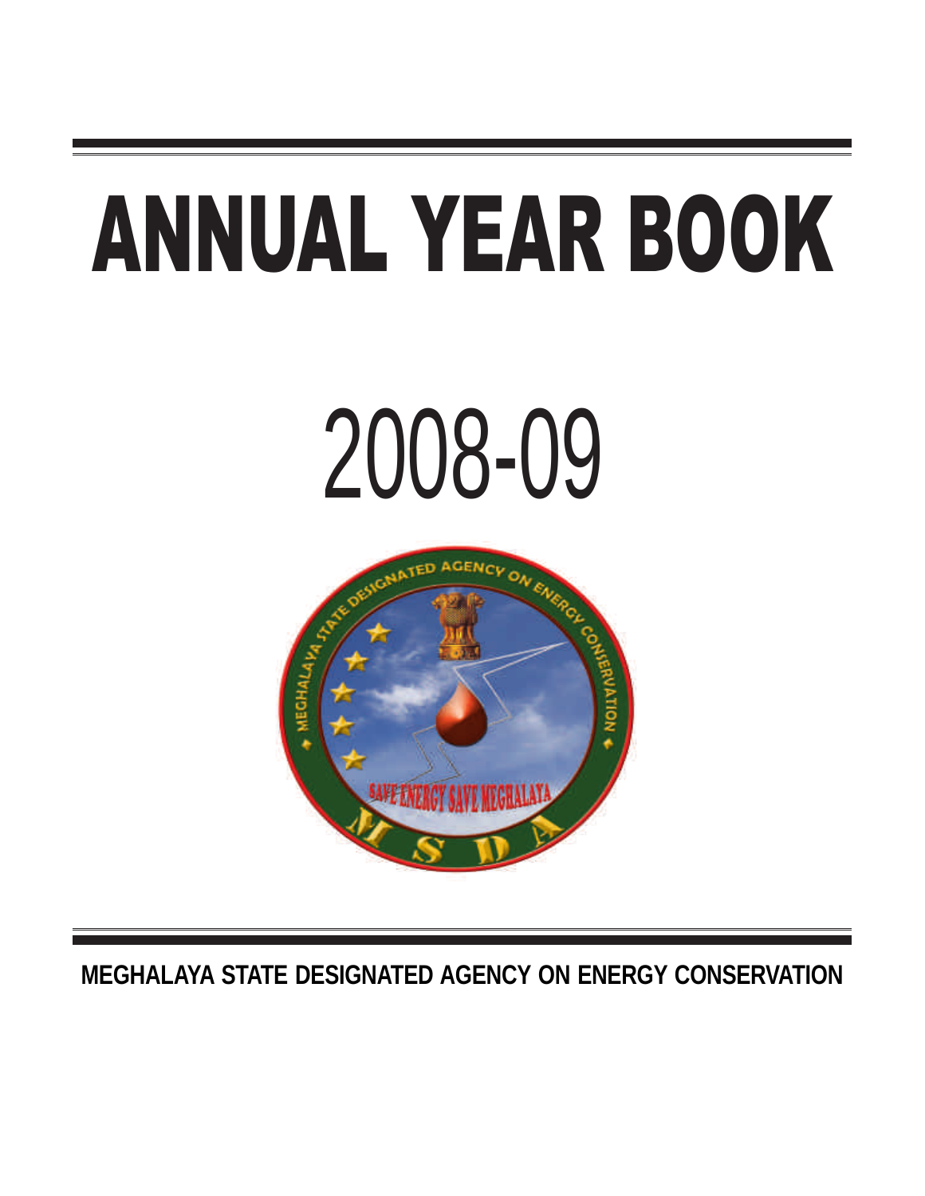# ANNUAL YEAR BOOK

# 2008-09

**MEGHALAYA STATE DESIGNATED AGENCY ON ENERGY CONSERVATION**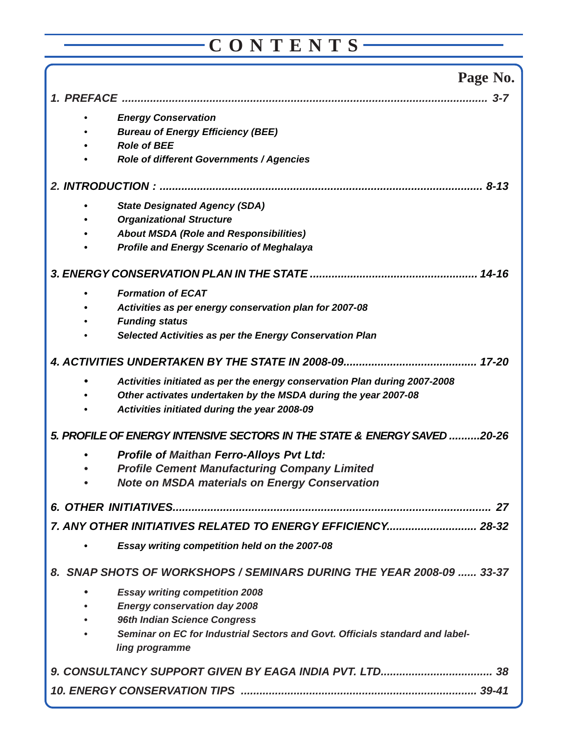# CONTENTS

| | Page No. |
|---|---|
| ***1. PREFACE*** | ***3-7*** |
| • *Energy Conservation* | |
| • *Bureau of Energy Efficiency (BEE)* | |
| • *Role of BEE* | |
| • *Role of different Governments / Agencies* | |
| ***2. INTRODUCTION :*** | ***8-13*** |
| • *State Designated Agency (SDA)* | |
| • *Organizational Structure* | |
| • *About MSDA (Role and Responsibilities)* | |
| • *Profile and Energy Scenario of Meghalaya* | |
| ***3. ENERGY CONSERVATION PLAN IN THE STATE*** | ***14-16*** |
| • *Formation of ECAT* | |
| • *Activities as per energy conservation plan for 2007-08* | |
| • *Funding status* | |
| • *Selected Activities as per the Energy Conservation Plan* | |
| ***4. ACTIVITIES UNDERTAKEN BY THE STATE IN 2008-09*** | ***17-20*** |
| • *Activities initiated as per the energy conservation Plan during 2007-2008* | |
| • *Other activates undertaken by the MSDA during the year 2007-08* | |
| • *Activities initiated during the year 2008-09* | |
| ***5. PROFILE OF ENERGY INTENSIVE SECTORS IN THE STATE & ENERGY SAVED*** | ***20-26*** |
| • *Profile of Maithan Ferro-Alloys Pvt Ltd:* | |
| • *Profile Cement Manufacturing Company Limited* | |
| • *Note on MSDA materials on Energy Conservation* | |
| ***6. OTHER INITIATIVES*** | ***27*** |
| ***7. ANY OTHER INITIATIVES RELATED TO ENERGY EFFICIENCY*** | ***28-32*** |
| • *Essay writing competition held on the 2007-08* | |
| ***8. SNAP SHOTS OF WORKSHOPS / SEMINARS DURING THE YEAR 2008-09*** | ***33-37*** |
| • *Essay writing competition 2008* | |
| • *Energy conservation day 2008* | |
| • *96th Indian Science Congress* | |
| • *Seminar on EC for Industrial Sectors and Govt. Officials standard and labelling programme* | |
| ***9. CONSULTANCY SUPPORT GIVEN BY EAGA INDIA PVT. LTD.*** | ***38*** |
| ***10. ENERGY CONSERVATION TIPS*** | ***39-41*** |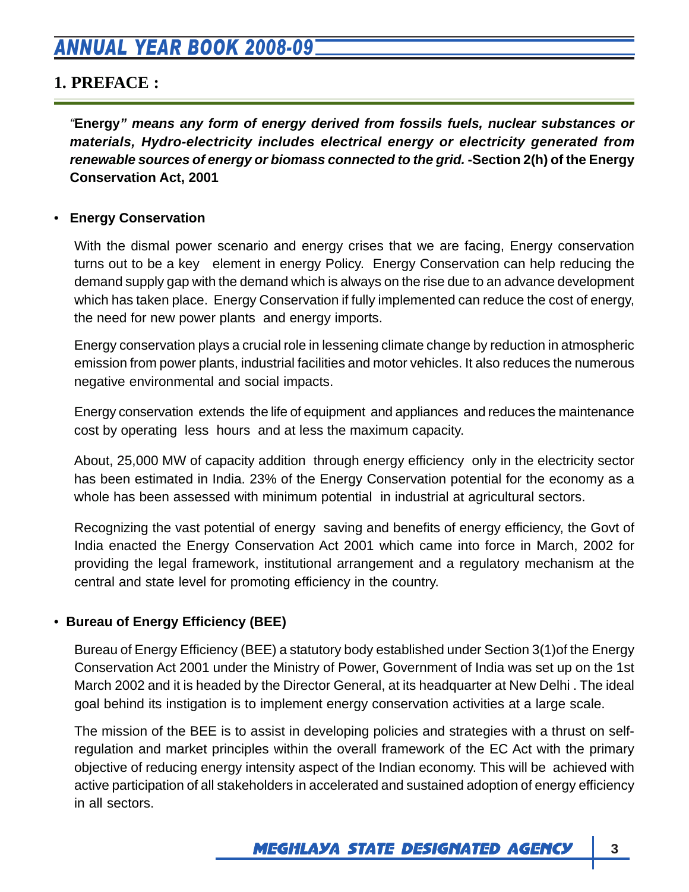## 1. PREFACE :

*"**Energy**" **means any form of energy derived from fossils fuels, nuclear substances or materials, Hydro-electricity includes electrical energy or electricity generated from renewable sources of energy or biomass connected to the grid.*** **-Section 2(h) of the Energy Conservation Act, 2001**

- **Energy Conservation**

With the dismal power scenario and energy crises that we are facing, Energy conservation turns out to be a key element in energy Policy. Energy Conservation can help reducing the demand supply gap with the demand which is always on the rise due to an advance development which has taken place. Energy Conservation if fully implemented can reduce the cost of energy, the need for new power plants and energy imports.

Energy conservation plays a crucial role in lessening climate change by reduction in atmospheric emission from power plants, industrial facilities and motor vehicles. It also reduces the numerous negative environmental and social impacts.

Energy conservation extends the life of equipment and appliances and reduces the maintenance cost by operating less hours and at less the maximum capacity.

About, 25,000 MW of capacity addition through energy efficiency only in the electricity sector has been estimated in India. 23% of the Energy Conservation potential for the economy as a whole has been assessed with minimum potential in industrial at agricultural sectors.

Recognizing the vast potential of energy saving and benefits of energy efficiency, the Govt of India enacted the Energy Conservation Act 2001 which came into force in March, 2002 for providing the legal framework, institutional arrangement and a regulatory mechanism at the central and state level for promoting efficiency in the country.

- **Bureau of Energy Efficiency (BEE)**

Bureau of Energy Efficiency (BEE) a statutory body established under Section 3(1)of the Energy Conservation Act 2001 under the Ministry of Power, Government of India was set up on the 1st March 2002 and it is headed by the Director General, at its headquarter at New Delhi . The ideal goal behind its instigation is to implement energy conservation activities at a large scale.

The mission of the BEE is to assist in developing policies and strategies with a thrust on self-regulation and market principles within the overall framework of the EC Act with the primary objective of reducing energy intensity aspect of the Indian economy. This will be achieved with active participation of all stakeholders in accelerated and sustained adoption of energy efficiency in all sectors.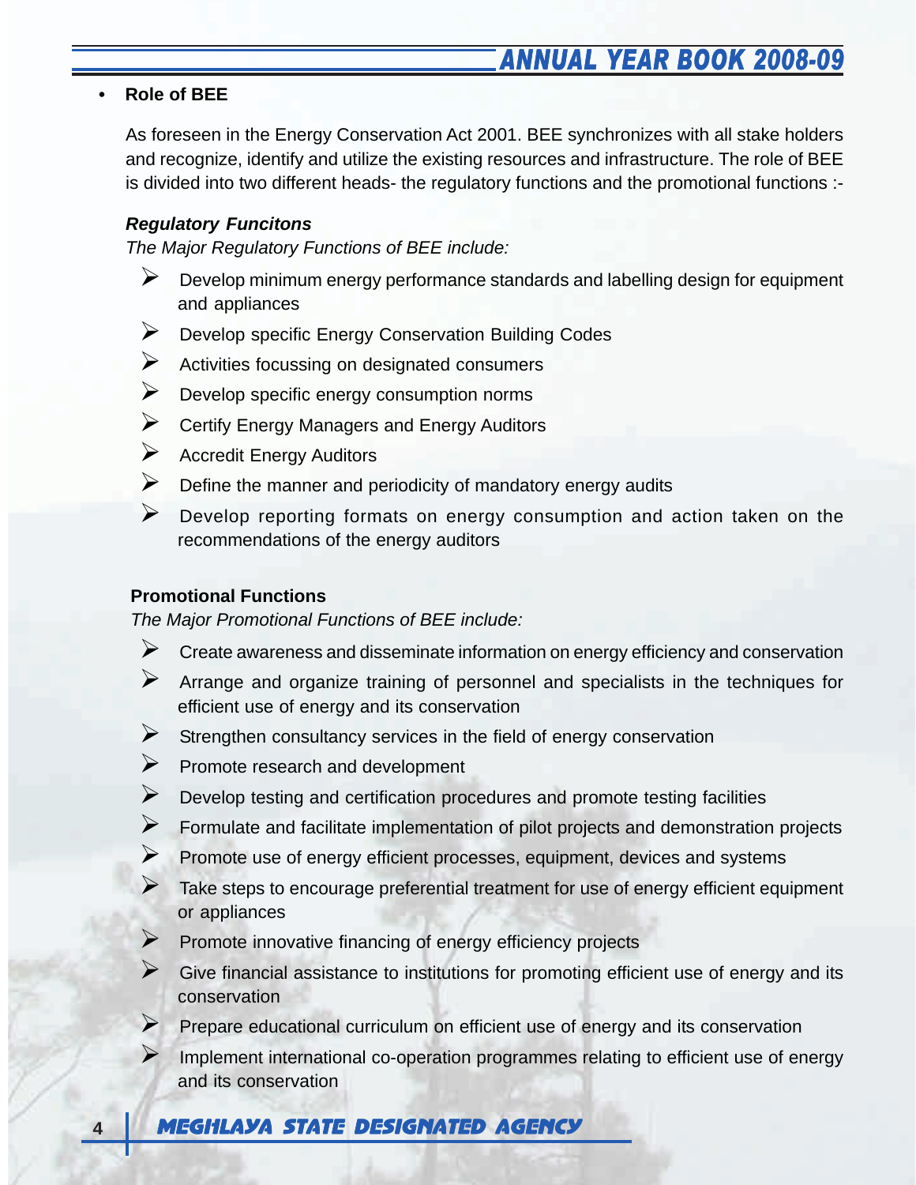- **Role of BEE**

As foreseen in the Energy Conservation Act 2001. BEE synchronizes with all stake holders and recognize, identify and utilize the existing resources and infrastructure. The role of BEE is divided into two different heads- the regulatory functions and the promotional functions :-

***Regulatory Funcitons***

*The Major Regulatory Functions of BEE include:*

- Develop minimum energy performance standards and labelling design for equipment and appliances
- Develop specific Energy Conservation Building Codes
- Activities focussing on designated consumers
- Develop specific energy consumption norms
- Certify Energy Managers and Energy Auditors
- Accredit Energy Auditors
- Define the manner and periodicity of mandatory energy audits
- Develop reporting formats on energy consumption and action taken on the recommendations of the energy auditors

**Promotional Functions**

*The Major Promotional Functions of BEE include:*

- Create awareness and disseminate information on energy efficiency and conservation
- Arrange and organize training of personnel and specialists in the techniques for efficient use of energy and its conservation
- Strengthen consultancy services in the field of energy conservation
- Promote research and development
- Develop testing and certification procedures and promote testing facilities
- Formulate and facilitate implementation of pilot projects and demonstration projects
- Promote use of energy efficient processes, equipment, devices and systems
- Take steps to encourage preferential treatment for use of energy efficient equipment or appliances
- Promote innovative financing of energy efficiency projects
- Give financial assistance to institutions for promoting efficient use of energy and its conservation
- Prepare educational curriculum on efficient use of energy and its conservation
- Implement international co-operation programmes relating to efficient use of energy and its conservation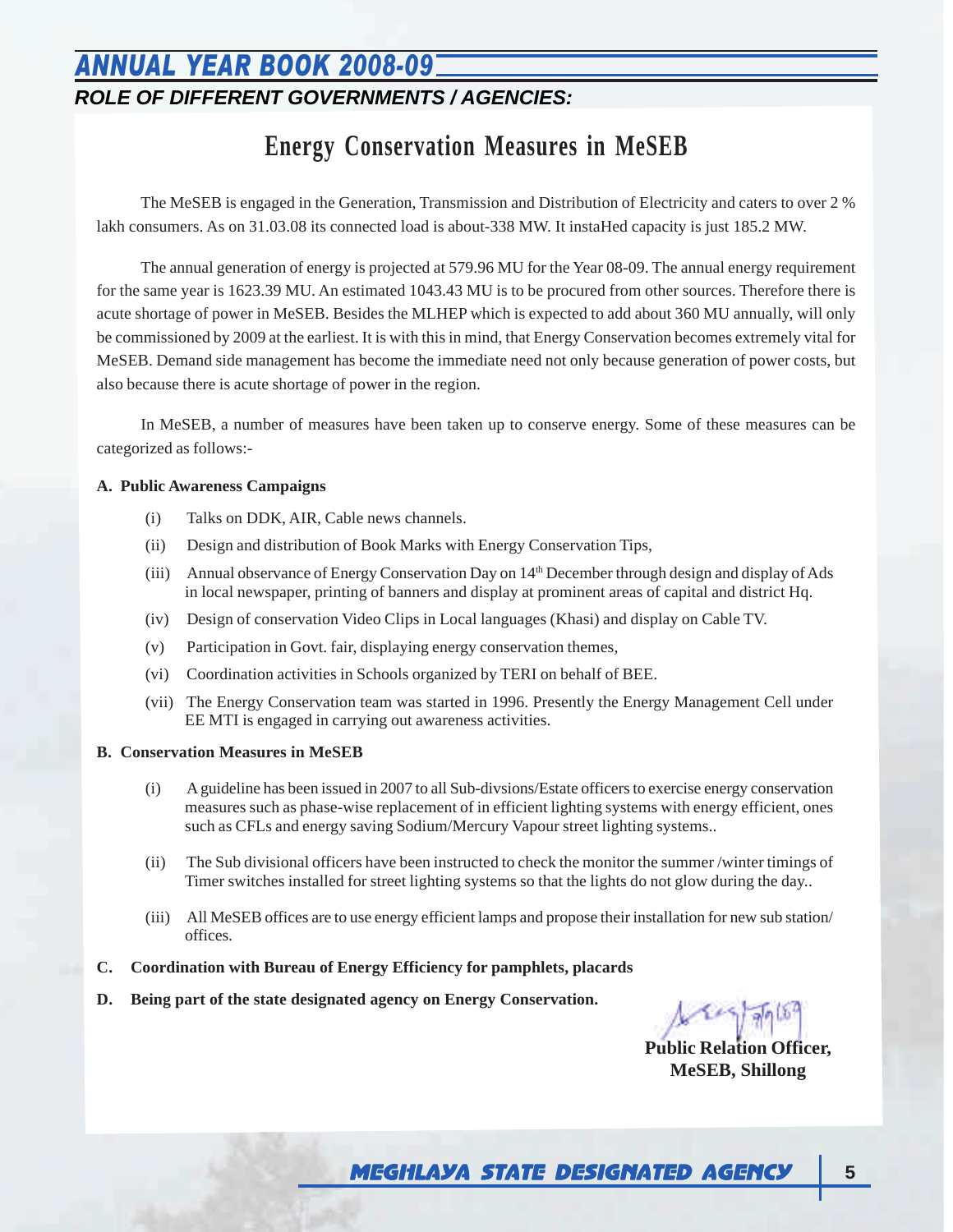## ROLE OF DIFFERENT GOVERNMENTS / AGENCIES:

# Energy Conservation Measures in MeSEB

The MeSEB is engaged in the Generation, Transmission and Distribution of Electricity and caters to over 2 ½ lakh consumers. As on 31.03.08 its connected load is about-338 MW. It instaHed capacity is just 185.2 MW.

The annual generation of energy is projected at 579.96 MU for the Year 08-09. The annual energy requirement for the same year is 1623.39 MU. An estimated 1043.43 MU is to be procured from other sources. Therefore there is acute shortage of power in MeSEB. Besides the MLHEP which is expected to add about 360 MU annually, will only be commissioned by 2009 at the earliest. It is with this in mind, that Energy Conservation becomes extremely vital for MeSEB. Demand side management has become the immediate need not only because generation of power costs, but also because there is acute shortage of power in the region.

In MeSEB, a number of measures have been taken up to conserve energy. Some of these measures can be categorized as follows:-

**A. Public Awareness Campaigns**

(i) Talks on DDK, AIR, Cable news channels.

(ii) Design and distribution of Book Marks with Energy Conservation Tips,

(iii) Annual observance of Energy Conservation Day on 14th December through design and display of Ads in local newspaper, printing of banners and display at prominent areas of capital and district Hq.

(iv) Design of conservation Video Clips in Local languages (Khasi) and display on Cable TV.

(v) Participation in Govt. fair, displaying energy conservation themes,

(vi) Coordination activities in Schools organized by TERI on behalf of BEE.

(vii) The Energy Conservation team was started in 1996. Presently the Energy Management Cell under EE MTI is engaged in carrying out awareness activities.

**B. Conservation Measures in MeSEB**

(i) A guideline has been issued in 2007 to all Sub-divsions/Estate officers to exercise energy conservation measures such as phase-wise replacement of in efficient lighting systems with energy efficient, ones such as CFLs and energy saving Sodium/Mercury Vapour street lighting systems..

(ii) The Sub divisional officers have been instructed to check the monitor the summer /winter timings of Timer switches installed for street lighting systems so that the lights do not glow during the day..

(iii) All MeSEB offices are to use energy efficient lamps and propose their installation for new sub station/ offices.

**C. Coordination with Bureau of Energy Efficiency for pamphlets, placards**

**D. Being part of the state designated agency on Energy Conservation.**

**Public Relation Officer,**
**MeSEB, Shillong**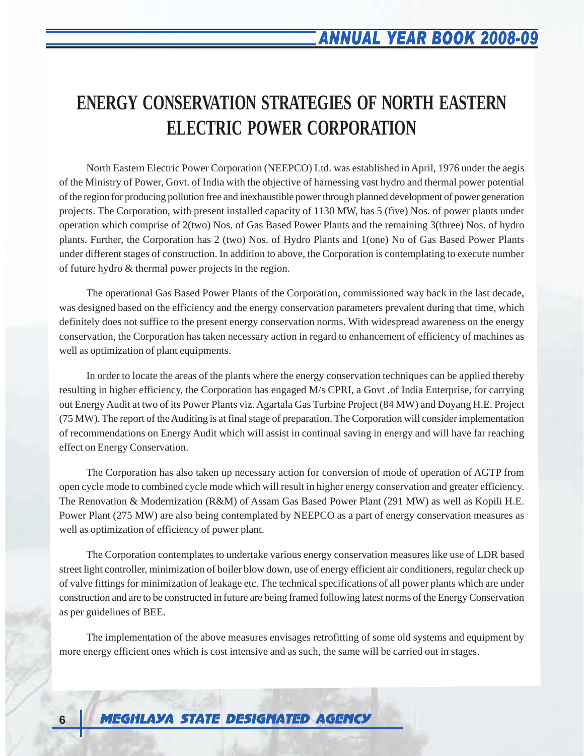# ENERGY CONSERVATION STRATEGIES OF NORTH EASTERN ELECTRIC POWER CORPORATION

North Eastern Electric Power Corporation (NEEPCO) Ltd. was established in April, 1976 under the aegis of the Ministry of Power, Govt. of India with the objective of harnessing vast hydro and thermal power potential of the region for producing pollution free and inexhaustible power through planned development of power generation projects. The Corporation, with present installed capacity of 1130 MW, has 5 (five) Nos. of power plants under operation which comprise of 2(two) Nos. of Gas Based Power Plants and the remaining 3(three) Nos. of hydro plants. Further, the Corporation has 2 (two) Nos. of Hydro Plants and 1(one) No of Gas Based Power Plants under different stages of construction. In addition to above, the Corporation is contemplating to execute number of future hydro & thermal power projects in the region.

The operational Gas Based Power Plants of the Corporation, commissioned way back in the last decade, was designed based on the efficiency and the energy conservation parameters prevalent during that time, which definitely does not suffice to the present energy conservation norms. With widespread awareness on the energy conservation, the Corporation has taken necessary action in regard to enhancement of efficiency of machines as well as optimization of plant equipments.

In order to locate the areas of the plants where the energy conservation techniques can be applied thereby resulting in higher efficiency, the Corporation has engaged M/s CPRI, a Govt .of India Enterprise, for carrying out Energy Audit at two of its Power Plants viz. Agartala Gas Turbine Project (84 MW) and Doyang H.E. Project (75 MW). The report of the Auditing is at final stage of preparation. The Corporation will consider implementation of recommendations on Energy Audit which will assist in continual saving in energy and will have far reaching effect on Energy Conservation.

The Corporation has also taken up necessary action for conversion of mode of operation of AGTP from open cycle mode to combined cycle mode which will result in higher energy conservation and greater efficiency. The Renovation & Modernization (R&M) of Assam Gas Based Power Plant (291 MW) as well as Kopili H.E. Power Plant (275 MW) are also being contemplated by NEEPCO as a part of energy conservation measures as well as optimization of efficiency of power plant.

The Corporation contemplates to undertake various energy conservation measures like use of LDR based street light controller, minimization of boiler blow down, use of energy efficient air conditioners, regular check up of valve fittings for minimization of leakage etc. The technical specifications of all power plants which are under construction and are to be constructed in future are being framed following latest norms of the Energy Conservation as per guidelines of BEE.

The implementation of the above measures envisages retrofitting of some old systems and equipment by more energy efficient ones which is cost intensive and as such, the same will be carried out in stages.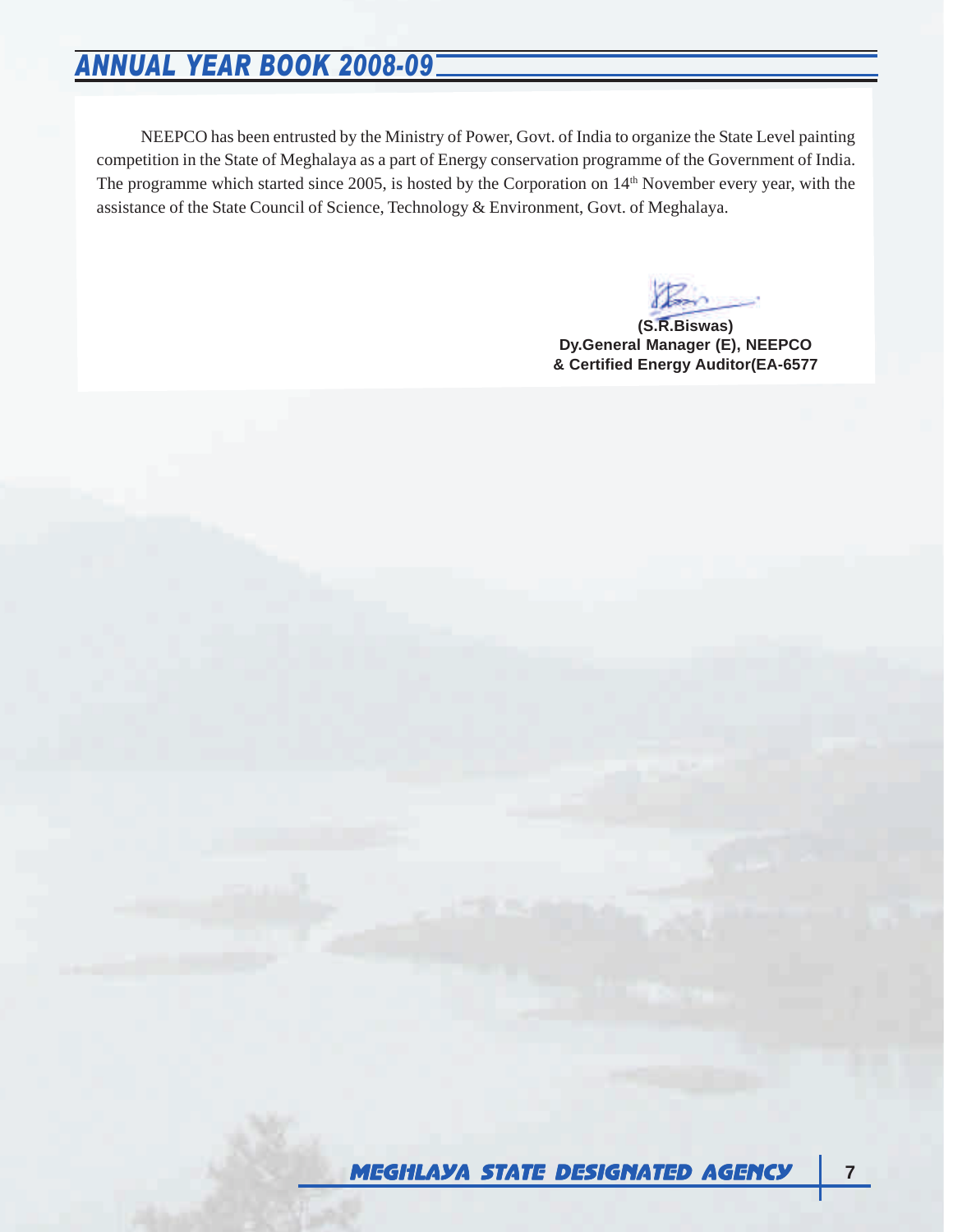NEEPCO has been entrusted by the Ministry of Power, Govt. of India to organize the State Level painting competition in the State of Meghalaya as a part of Energy conservation programme of the Government of India. The programme which started since 2005, is hosted by the Corporation on 14th November every year, with the assistance of the State Council of Science, Technology & Environment, Govt. of Meghalaya.

**(S.R.Biswas)**
**Dy.General Manager (E), NEEPCO**
**& Certified Energy Auditor(EA-6577**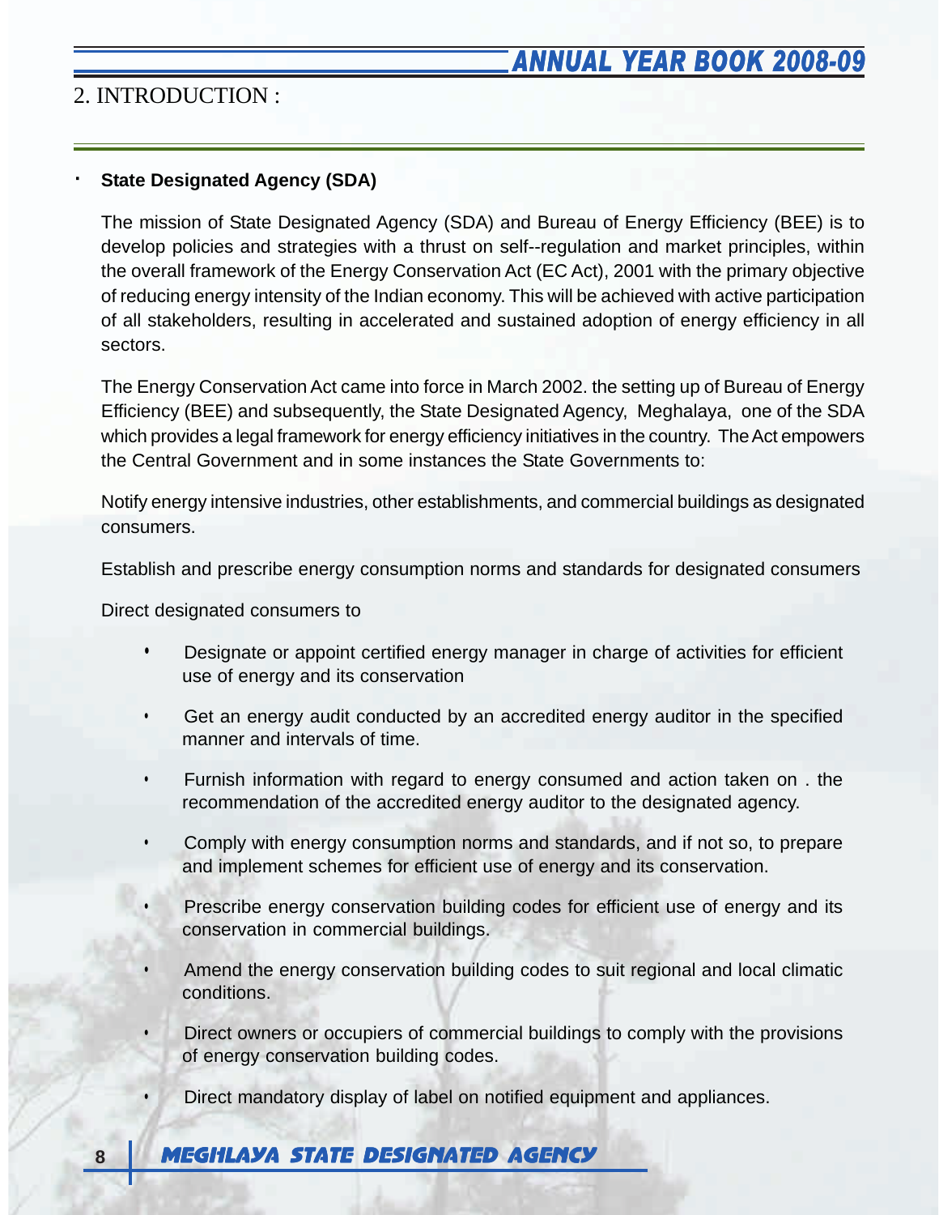## 2. INTRODUCTION :

- **State Designated Agency (SDA)**

The mission of State Designated Agency (SDA) and Bureau of Energy Efficiency (BEE) is to develop policies and strategies with a thrust on self--regulation and market principles, within the overall framework of the Energy Conservation Act (EC Act), 2001 with the primary objective of reducing energy intensity of the Indian economy. This will be achieved with active participation of all stakeholders, resulting in accelerated and sustained adoption of energy efficiency in all sectors.

The Energy Conservation Act came into force in March 2002. the setting up of Bureau of Energy Efficiency (BEE) and subsequently, the State Designated Agency, Meghalaya, one of the SDA which provides a legal framework for energy efficiency initiatives in the country. The Act empowers the Central Government and in some instances the State Governments to:

Notify energy intensive industries, other establishments, and commercial buildings as designated consumers.

Establish and prescribe energy consumption norms and standards for designated consumers

Direct designated consumers to

- Designate or appoint certified energy manager in charge of activities for efficient use of energy and its conservation
- Get an energy audit conducted by an accredited energy auditor in the specified manner and intervals of time.
- Furnish information with regard to energy consumed and action taken on . the recommendation of the accredited energy auditor to the designated agency.
- Comply with energy consumption norms and standards, and if not so, to prepare and implement schemes for efficient use of energy and its conservation.
- Prescribe energy conservation building codes for efficient use of energy and its conservation in commercial buildings.
- Amend the energy conservation building codes to suit regional and local climatic conditions.
- Direct owners or occupiers of commercial buildings to comply with the provisions of energy conservation building codes.
- Direct mandatory display of label on notified equipment and appliances.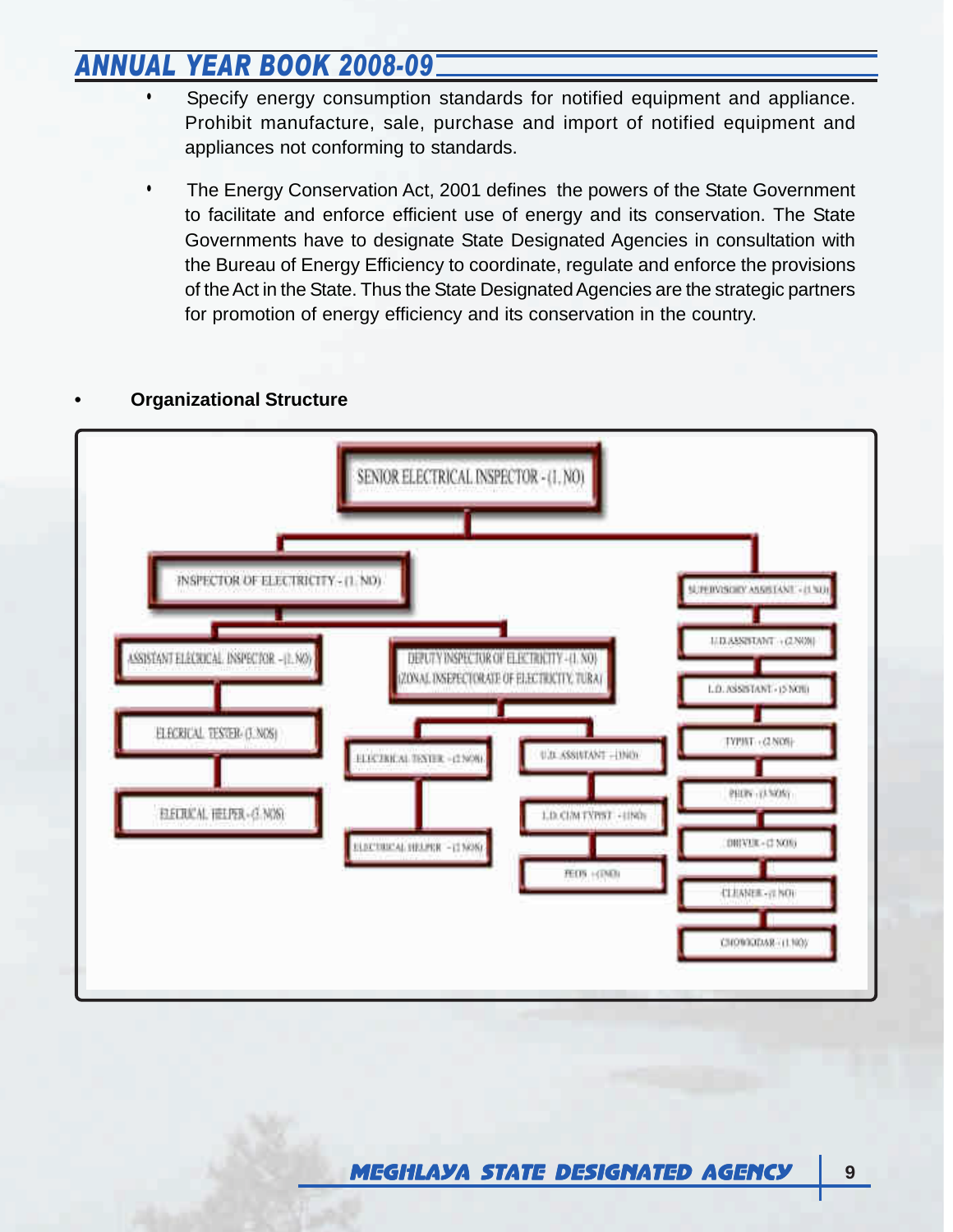- Specify energy consumption standards for notified equipment and appliance. Prohibit manufacture, sale, purchase and import of notified equipment and appliances not conforming to standards.

- The Energy Conservation Act, 2001 defines the powers of the State Government to facilitate and enforce efficient use of energy and its conservation. The State Governments have to designate State Designated Agencies in consultation with the Bureau of Energy Efficiency to coordinate, regulate and enforce the provisions of the Act in the State. Thus the State Designated Agencies are the strategic partners for promotion of energy efficiency and its conservation in the country.

- **Organizational Structure**

SENIOR ELECTRICAL INSPECTOR - (1. NO)

- INSPECTOR OF ELECTRICITY - (1. NO)
  - ASSISTANT ELECRICAL INSPECTOR - (1. NO)
    - ELECRICAL TESTER- (1. NOS)
      - ELECRICAL HELPER - (1. NOS)
  - DEPUTY INSPECTOR OF ELECTRICITY - (1. NO) (ZONAL INSEPECTORATE OF ELECTRICITY, TURA)
    - ELECTRICAL TESTER - (2 NOS)
      - ELECTRICAL HELPER - (2 NOS)
    - U.D. ASSISTANT - (1NO)
      - L.D. CUM TYPIST - (1NO)
        - PEON - (1NO)
- SUPERVISORY ASSISTANT - (1 NO)
  - U.D.ASSISTANT - (2 NOS)
    - L.D. ASSISTANT - (5 NOS)
      - TYPIST - (2 NOS)
        - PEON - (3 NOS)
          - DRIVER - (2 NOS)
            - CLEANER - (1 NO)
              - CHOWKIDAR - (1 NO)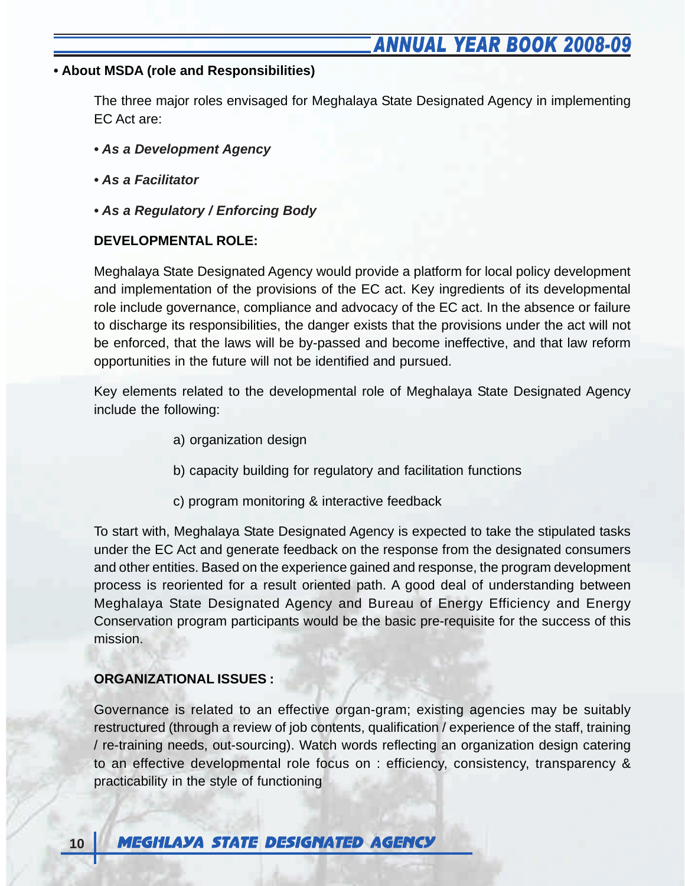- **About MSDA (role and Responsibilities)**

The three major roles envisaged for Meghalaya State Designated Agency in implementing EC Act are:

- ***As a Development Agency***
- ***As a Facilitator***
- ***As a Regulatory / Enforcing Body***

**DEVELOPMENTAL ROLE:**

Meghalaya State Designated Agency would provide a platform for local policy development and implementation of the provisions of the EC act. Key ingredients of its developmental role include governance, compliance and advocacy of the EC act. In the absence or failure to discharge its responsibilities, the danger exists that the provisions under the act will not be enforced, that the laws will be by-passed and become ineffective, and that law reform opportunities in the future will not be identified and pursued.

Key elements related to the developmental role of Meghalaya State Designated Agency include the following:

a) organization design

b) capacity building for regulatory and facilitation functions

c) program monitoring & interactive feedback

To start with, Meghalaya State Designated Agency is expected to take the stipulated tasks under the EC Act and generate feedback on the response from the designated consumers and other entities. Based on the experience gained and response, the program development process is reoriented for a result oriented path. A good deal of understanding between Meghalaya State Designated Agency and Bureau of Energy Efficiency and Energy Conservation program participants would be the basic pre-requisite for the success of this mission.

**ORGANIZATIONAL ISSUES :**

Governance is related to an effective organ-gram; existing agencies may be suitably restructured (through a review of job contents, qualification / experience of the staff, training / re-training needs, out-sourcing). Watch words reflecting an organization design catering to an effective developmental role focus on : efficiency, consistency, transparency & practicability in the style of functioning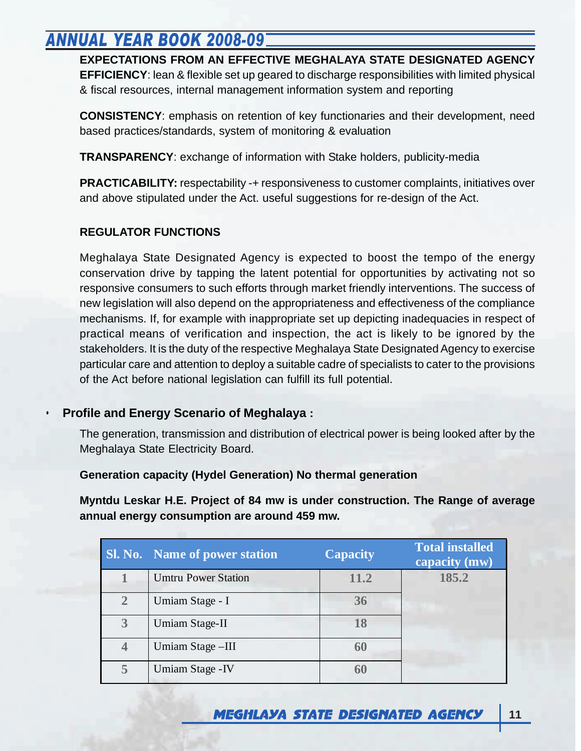**EXPECTATIONS FROM AN EFFECTIVE MEGHALAYA STATE DESIGNATED AGENCY**

**EFFICIENCY**: lean & flexible set up geared to discharge responsibilities with limited physical & fiscal resources, internal management information system and reporting

**CONSISTENCY**: emphasis on retention of key functionaries and their development, need based practices/standards, system of monitoring & evaluation

**TRANSPARENCY**: exchange of information with Stake holders, publicity-media

**PRACTICABILITY:** respectability -+ responsiveness to customer complaints, initiatives over and above stipulated under the Act. useful suggestions for re-design of the Act.

**REGULATOR FUNCTIONS**

Meghalaya State Designated Agency is expected to boost the tempo of the energy conservation drive by tapping the latent potential for opportunities by activating not so responsive consumers to such efforts through market friendly interventions. The success of new legislation will also depend on the appropriateness and effectiveness of the compliance mechanisms. If, for example with inappropriate set up depicting inadequacies in respect of practical means of verification and inspection, the act is likely to be ignored by the stakeholders. It is the duty of the respective Meghalaya State Designated Agency to exercise particular care and attention to deploy a suitable cadre of specialists to cater to the provisions of the Act before national legislation can fulfill its full potential.

- **Profile and Energy Scenario of Meghalaya :**

The generation, transmission and distribution of electrical power is being looked after by the Meghalaya State Electricity Board.

**Generation capacity (Hydel Generation) No thermal generation**

**Myntdu Leskar H.E. Project of 84 mw is under construction. The Range of average annual energy consumption are around 459 mw.**

| Sl. No. | Name of power station | Capacity | Total installed capacity (mw) |
|---|---|---|---|
| 1 | Umtru Power Station | 11.2 | 185.2 |
| 2 | Umiam Stage - I | 36 | |
| 3 | Umiam Stage-II | 18 | |
| 4 | Umiam Stage –III | 60 | |
| 5 | Umiam Stage -IV | 60 | |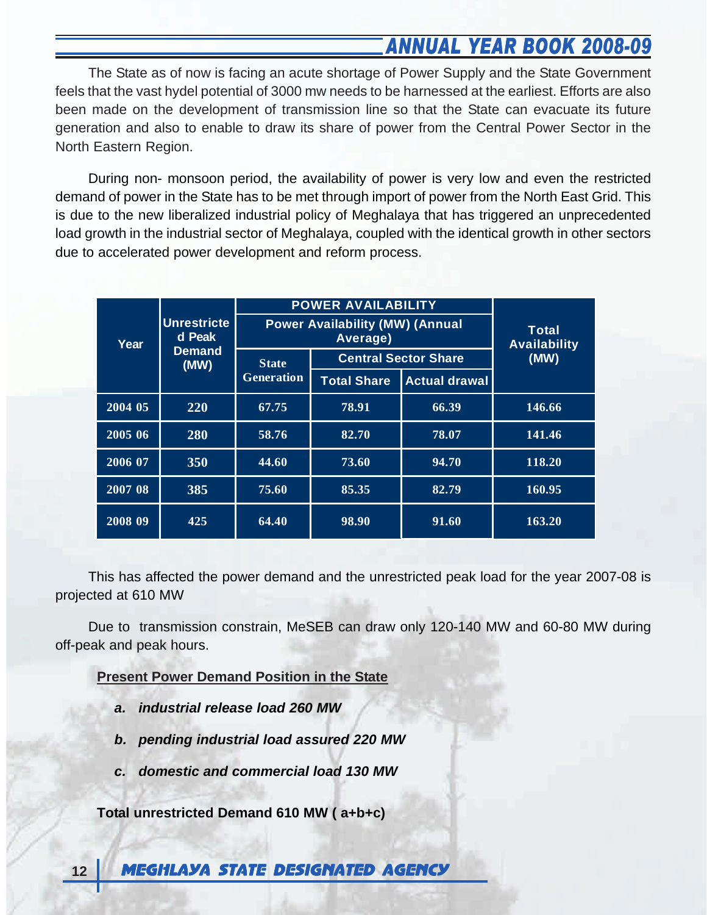The State as of now is facing an acute shortage of Power Supply and the State Government feels that the vast hydel potential of 3000 mw needs to be harnessed at the earliest. Efforts are also been made on the development of transmission line so that the State can evacuate its future generation and also to enable to draw its share of power from the Central Power Sector in the North Eastern Region.

During non- monsoon period, the availability of power is very low and even the restricted demand of power in the State has to be met through import of power from the North East Grid. This is due to the new liberalized industrial policy of Meghalaya that has triggered an unprecedented load growth in the industrial sector of Meghalaya, coupled with the identical growth in other sectors due to accelerated power development and reform process.

| Year | Unrestricted Peak Demand (MW) | POWER AVAILABILITY | | | Total Availability (MW) |
|---|---|---|---|---|---|
| | | Power Availability (MW) (Annual Average) | | | |
| | | State Generation | Central Sector Share | | |
| | | | Total Share | Actual drawal | |
| 2004 05 | 220 | 67.75 | 78.91 | 66.39 | 146.66 |
| 2005 06 | 280 | 58.76 | 82.70 | 78.07 | 141.46 |
| 2006 07 | 350 | 44.60 | 73.60 | 94.70 | 118.20 |
| 2007 08 | 385 | 75.60 | 85.35 | 82.79 | 160.95 |
| 2008 09 | 425 | 64.40 | 98.90 | 91.60 | 163.20 |

This has affected the power demand and the unrestricted peak load for the year 2007-08 is projected at 610 MW

Due to transmission constrain, MeSEB can draw only 120-140 MW and 60-80 MW during off-peak and peak hours.

**Present Power Demand Position in the State**

- ***a. industrial release load 260 MW***
- ***b. pending industrial load assured 220 MW***
- ***c. domestic and commercial load 130 MW***

**Total unrestricted Demand 610 MW ( a+b+c)**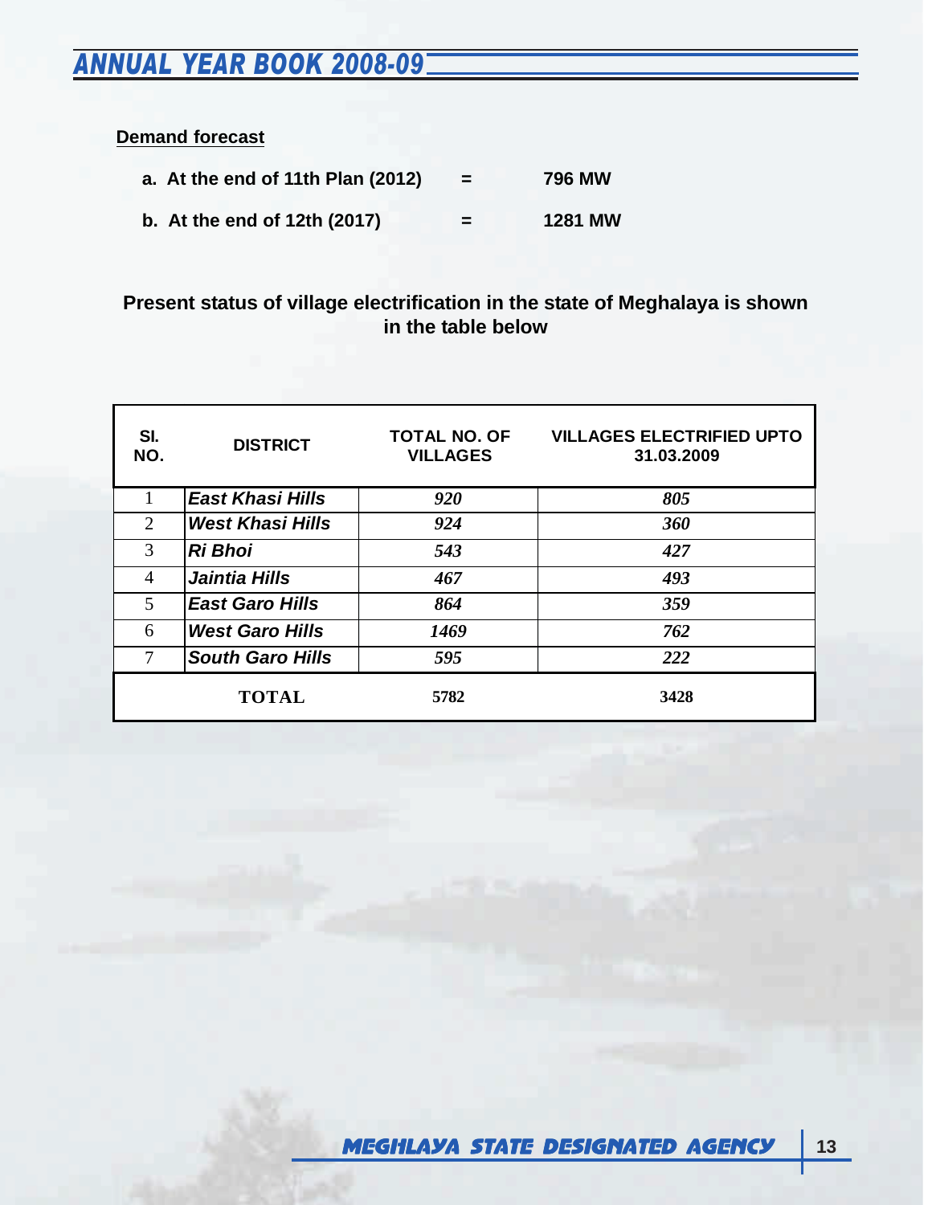**Demand forecast**

a. At the end of 11th Plan (2012) = 796 MW

b. At the end of 12th (2017) = 1281 MW

**Present status of village electrification in the state of Meghalaya is shown in the table below**

| Sl. NO. | DISTRICT | TOTAL NO. OF VILLAGES | VILLAGES ELECTRIFIED UPTO 31.03.2009 |
|---|---|---|---|
| 1 | *East Khasi Hills* | *920* | *805* |
| 2 | *West Khasi Hills* | *924* | *360* |
| 3 | *Ri Bhoi* | *543* | *427* |
| 4 | *Jaintia Hills* | *467* | *493* |
| 5 | *East Garo Hills* | *864* | *359* |
| 6 | *West Garo Hills* | *1469* | *762* |
| 7 | *South Garo Hills* | *595* | *222* |
| | **TOTAL** | **5782** | **3428** |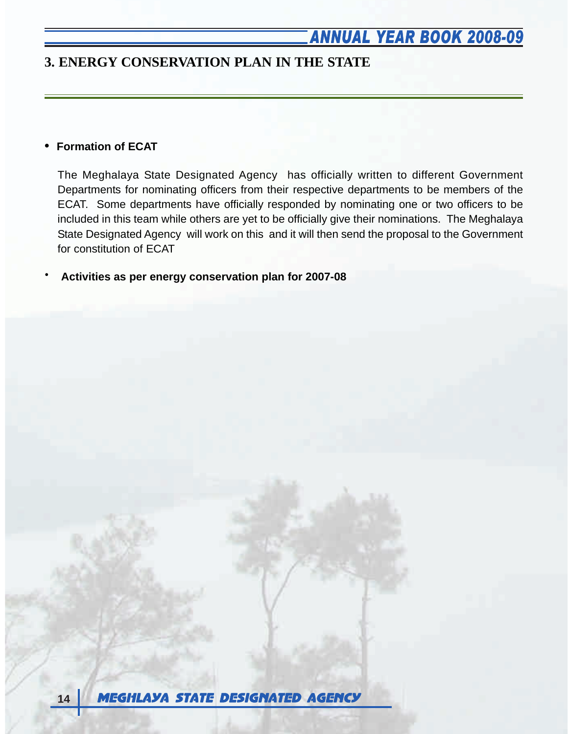# 3. ENERGY CONSERVATION PLAN IN THE STATE

- **Formation of ECAT**

  The Meghalaya State Designated Agency has officially written to different Government Departments for nominating officers from their respective departments to be members of the ECAT. Some departments have officially responded by nominating one or two officers to be included in this team while others are yet to be officially give their nominations. The Meghalaya State Designated Agency will work on this and it will then send the proposal to the Government for constitution of ECAT

- **Activities as per energy conservation plan for 2007-08**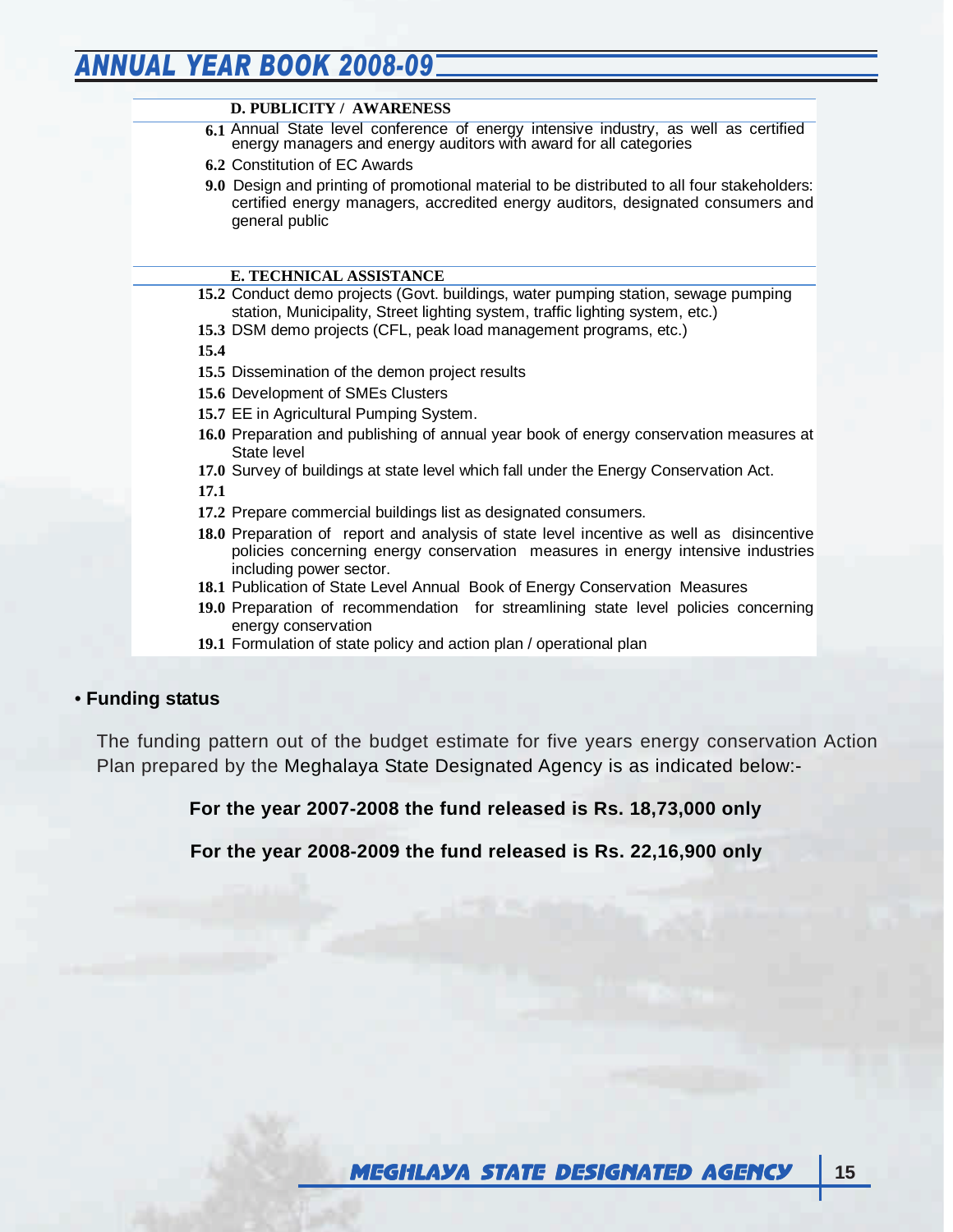**D. PUBLICITY / AWARENESS**

**6.1** Annual State level conference of energy intensive industry, as well as certified energy managers and energy auditors with award for all categories

**6.2** Constitution of EC Awards

**9.0** Design and printing of promotional material to be distributed to all four stakeholders: certified energy managers, accredited energy auditors, designated consumers and general public

**E. TECHNICAL ASSISTANCE**

**15.2** Conduct demo projects (Govt. buildings, water pumping station, sewage pumping station, Municipality, Street lighting system, traffic lighting system, etc.)

**15.3** DSM demo projects (CFL, peak load management programs, etc.)

**15.4**

**15.5** Dissemination of the demon project results

**15.6** Development of SMEs Clusters

**15.7** EE in Agricultural Pumping System.

**16.0** Preparation and publishing of annual year book of energy conservation measures at State level

**17.0** Survey of buildings at state level which fall under the Energy Conservation Act.

**17.1**

**17.2** Prepare commercial buildings list as designated consumers.

**18.0** Preparation of report and analysis of state level incentive as well as disincentive policies concerning energy conservation measures in energy intensive industries including power sector.

**18.1** Publication of State Level Annual Book of Energy Conservation Measures

**19.0** Preparation of recommendation for streamlining state level policies concerning energy conservation

**19.1** Formulation of state policy and action plan / operational plan

- **Funding status**

The funding pattern out of the budget estimate for five years energy conservation Action Plan prepared by the Meghalaya State Designated Agency is as indicated below:-

**For the year 2007-2008 the fund released is Rs. 18,73,000 only**

**For the year 2008-2009 the fund released is Rs. 22,16,900 only**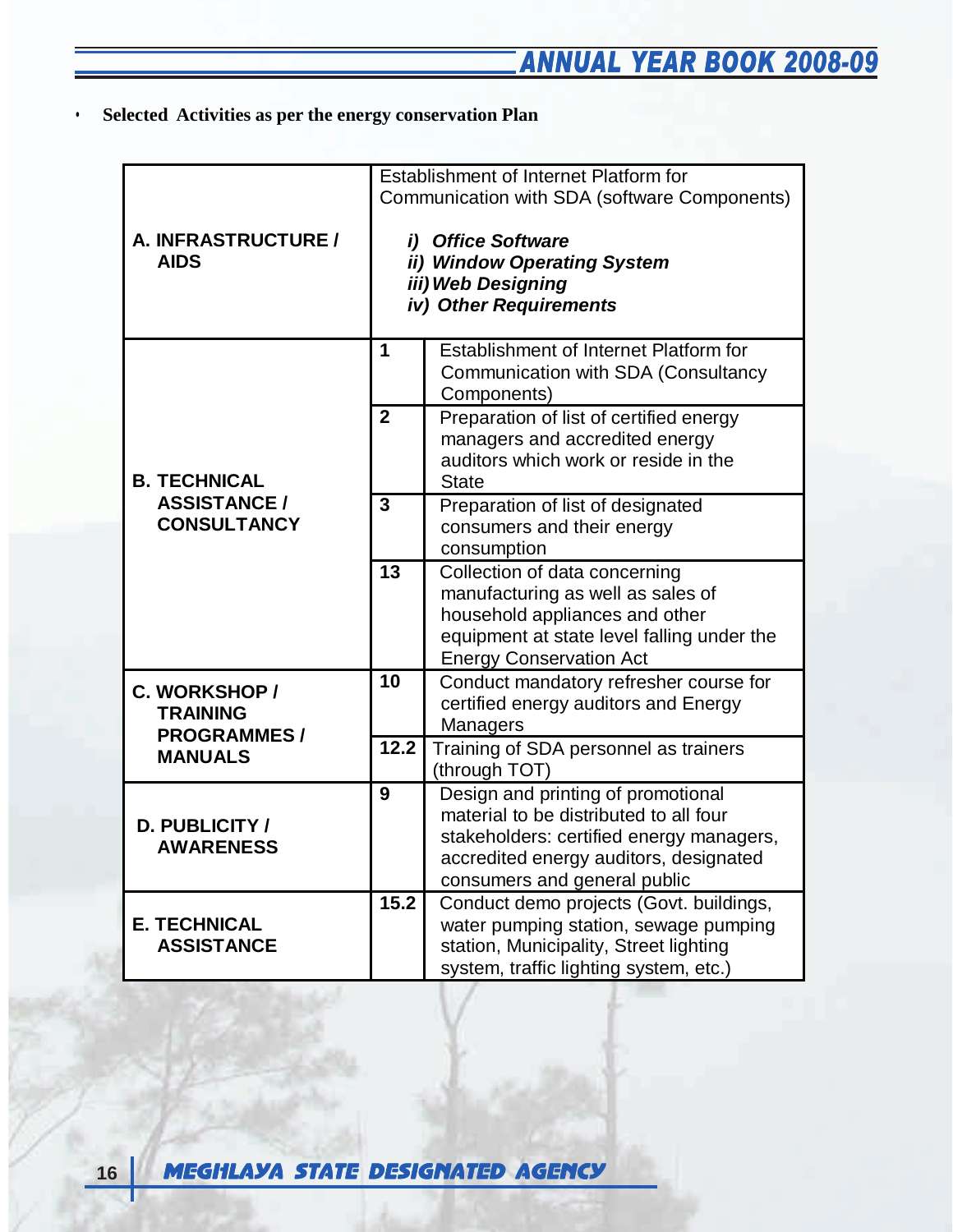- **Selected Activities as per the energy conservation Plan**

| Category | No. | Activity |
|---|---|---|
| **A. INFRASTRUCTURE / AIDS** | | Establishment of Internet Platform for Communication with SDA (software Components)<br><br>***i) Office Software***<br>***ii) Window Operating System***<br>***iii) Web Designing***<br>***iv) Other Requirements*** |
| **B. TECHNICAL ASSISTANCE / CONSULTANCY** | **1** | Establishment of Internet Platform for Communication with SDA (Consultancy Components) |
| | **2** | Preparation of list of certified energy managers and accredited energy auditors which work or reside in the State |
| | **3** | Preparation of list of designated consumers and their energy consumption |
| | **13** | Collection of data concerning manufacturing as well as sales of household appliances and other equipment at state level falling under the Energy Conservation Act |
| **C. WORKSHOP / TRAINING PROGRAMMES / MANUALS** | **10** | Conduct mandatory refresher course for certified energy auditors and Energy Managers |
| | **12.2** | Training of SDA personnel as trainers (through TOT) |
| **D. PUBLICITY / AWARENESS** | **9** | Design and printing of promotional material to be distributed to all four stakeholders: certified energy managers, accredited energy auditors, designated consumers and general public |
| **E. TECHNICAL ASSISTANCE** | **15.2** | Conduct demo projects (Govt. buildings, water pumping station, sewage pumping station, Municipality, Street lighting system, traffic lighting system, etc.) |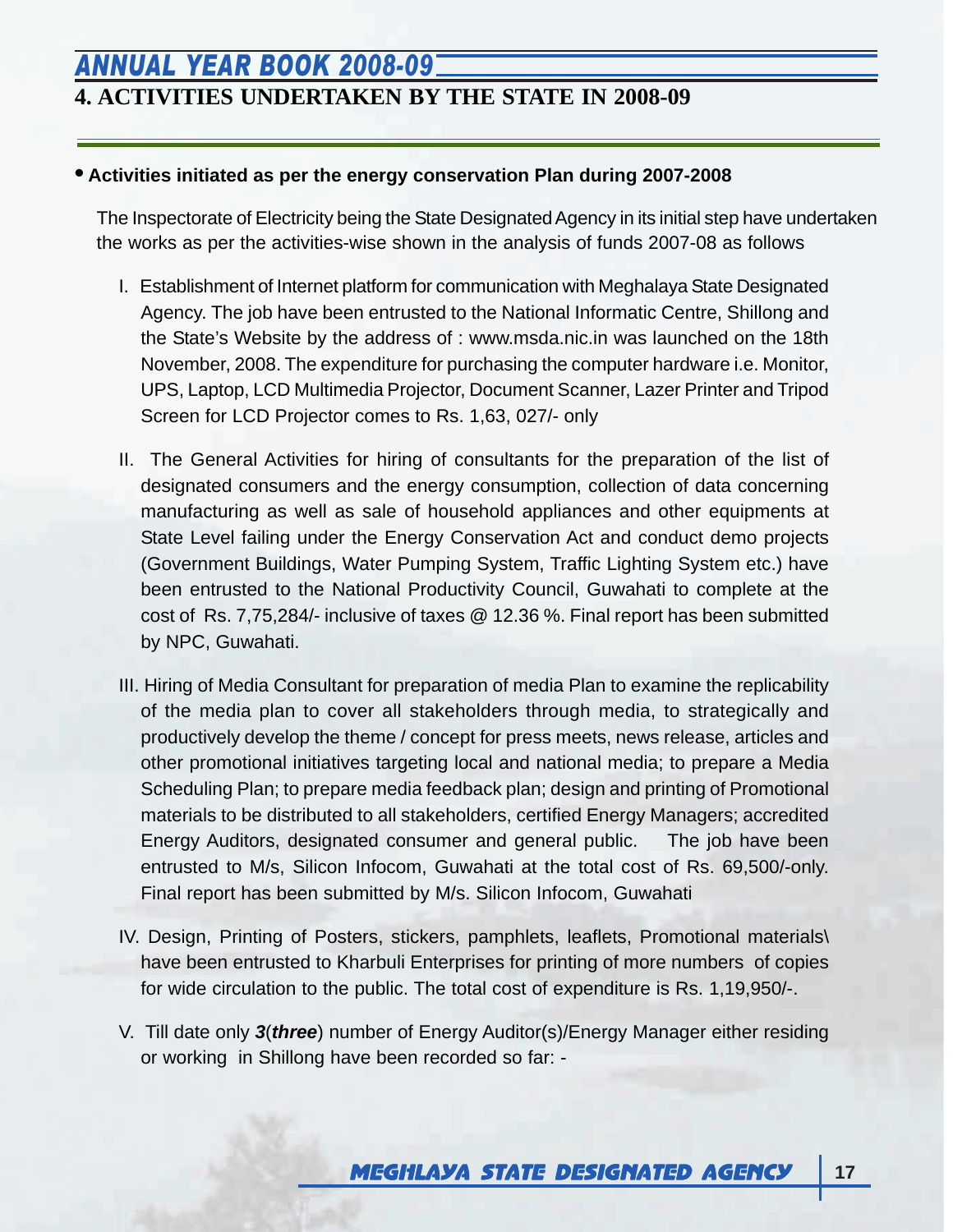## 4. ACTIVITIES UNDERTAKEN BY THE STATE IN 2008-09

- **Activities initiated as per the energy conservation Plan during 2007-2008**

The Inspectorate of Electricity being the State Designated Agency in its initial step have undertaken the works as per the activities-wise shown in the analysis of funds 2007-08 as follows

I. Establishment of Internet platform for communication with Meghalaya State Designated Agency. The job have been entrusted to the National Informatic Centre, Shillong and the State's Website by the address of : www.msda.nic.in was launched on the 18th November, 2008. The expenditure for purchasing the computer hardware i.e. Monitor, UPS, Laptop, LCD Multimedia Projector, Document Scanner, Lazer Printer and Tripod Screen for LCD Projector comes to Rs. 1,63, 027/- only

II. The General Activities for hiring of consultants for the preparation of the list of designated consumers and the energy consumption, collection of data concerning manufacturing as well as sale of household appliances and other equipments at State Level failing under the Energy Conservation Act and conduct demo projects (Government Buildings, Water Pumping System, Traffic Lighting System etc.) have been entrusted to the National Productivity Council, Guwahati to complete at the cost of Rs. 7,75,284/- inclusive of taxes @ 12.36 %. Final report has been submitted by NPC, Guwahati.

III. Hiring of Media Consultant for preparation of media Plan to examine the replicability of the media plan to cover all stakeholders through media, to strategically and productively develop the theme / concept for press meets, news release, articles and other promotional initiatives targeting local and national media; to prepare a Media Scheduling Plan; to prepare media feedback plan; design and printing of Promotional materials to be distributed to all stakeholders, certified Energy Managers; accredited Energy Auditors, designated consumer and general public. The job have been entrusted to M/s, Silicon Infocom, Guwahati at the total cost of Rs. 69,500/-only. Final report has been submitted by M/s. Silicon Infocom, Guwahati

IV. Design, Printing of Posters, stickers, pamphlets, leaflets, Promotional materials\ have been entrusted to Kharbuli Enterprises for printing of more numbers of copies for wide circulation to the public. The total cost of expenditure is Rs. 1,19,950/-.

V. Till date only ***3***(***three***) number of Energy Auditor(s)/Energy Manager either residing or working in Shillong have been recorded so far: -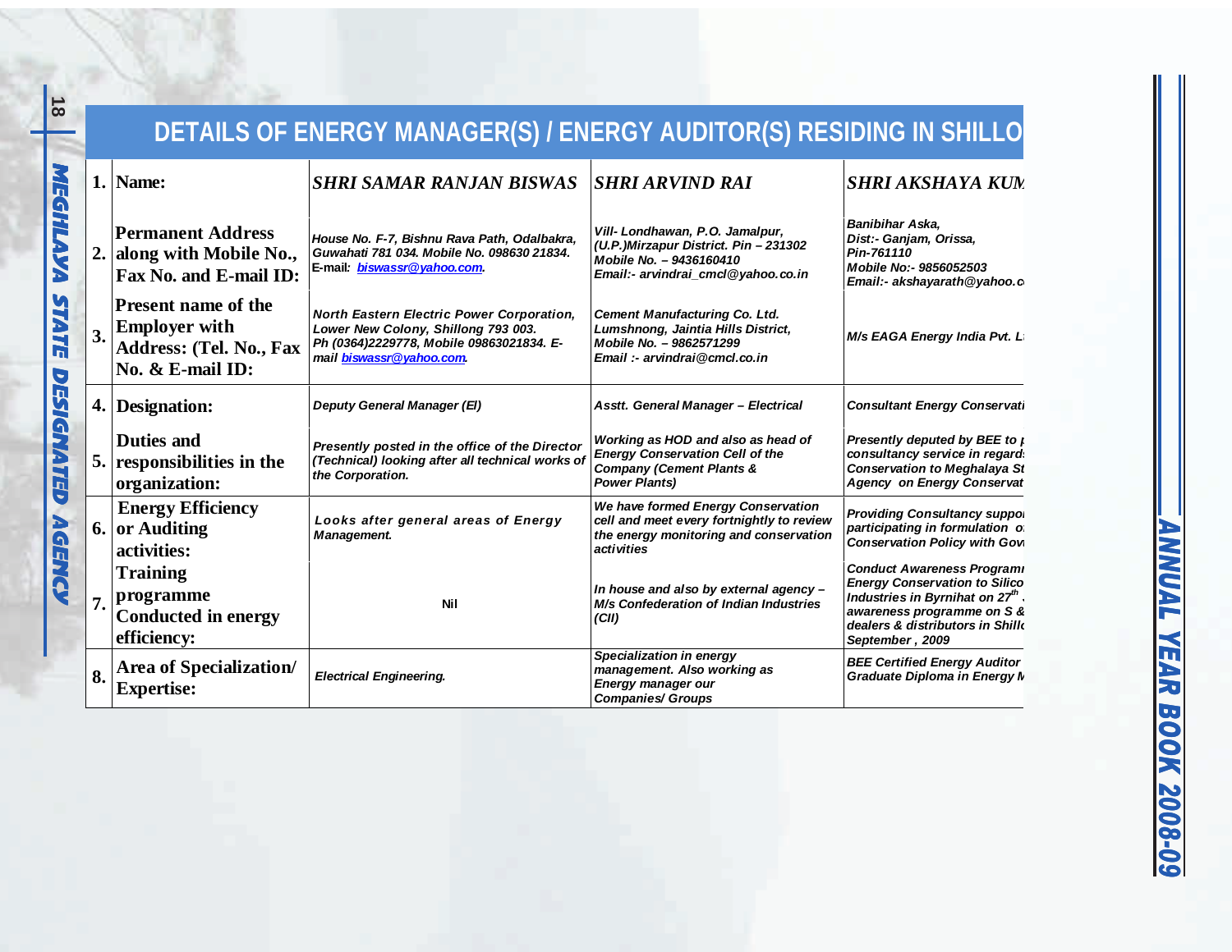# DETAILS OF ENERGY MANAGER(S) / ENERGY AUDITOR(S) RESIDING IN SHILLO

| | | | | |
|---|---|---|---|---|
| 1. | Name: | *SHRI SAMAR RANJAN BISWAS* | *SHRI ARVIND RAI* | *SHRI AKSHAYA KUM* |
| 2. | Permanent Address along with Mobile No., Fax No. and E-mail ID: | *House No. F-7, Bishnu Rava Path, Odalbakra, Guwahati 781 034. Mobile No. 098630 21834.* E-mail: *biswassr@yahoo.com.* | *Vill- Londhawan, P.O. Jamalpur, (U.P.)Mirzapur District. Pin – 231302 Mobile No. – 9436160410 Email:- arvindrai_cmcl@yahoo.co.in* | *Banibihar Aska, Dist:- Ganjam, Orissa, Pin-761110 Mobile No:- 9856052503 Email:- akshayarath@yahoo.c* |
| 3. | Present name of the Employer with Address: (Tel. No., Fax No. & E-mail ID: | *North Eastern Electric Power Corporation, Lower New Colony, Shillong 793 003. Ph (0364)2229778, Mobile 09863021834. E-mail biswassr@yahoo.com.* | *Cement Manufacturing Co. Ltd. Lumshnong, Jaintia Hills District, Mobile No. – 9862571299 Email :- arvindrai@cmcl.co.in* | *M/s EAGA Energy India Pvt. L* |
| 4. | Designation: | *Deputy General Manager (El)* | *Asstt. General Manager – Electrical* | *Consultant Energy Conservati* |
| 5. | Duties and responsibilities in the organization: | *Presently posted in the office of the Director (Technical) looking after all technical works of the Corporation.* | *Working as HOD and also as head of Energy Conservation Cell of the Company (Cement Plants & Power Plants)* | *Presently deputed by BEE to p consultancy service in regard Conservation to Meghalaya St Agency on Energy Conservat* |
| 6. | Energy Efficiency or Auditing activities: | *Looks after general areas of Energy Management.* | *We have formed Energy Conservation cell and meet every fortnightly to review the energy monitoring and conservation activities* | *Providing Consultancy suppo participating in formulation o Conservation Policy with Gov* |
| 7. | Training programme Conducted in energy efficiency: | Nil | *In house and also by external agency – M/s Confederation of Indian Industries (CII)* | *Conduct Awareness Program Energy Conservation to Silico Industries in Byrnihat on 27th awareness programme on S & dealers & distributors in Shill September , 2009* |
| 8. | Area of Specialization/ Expertise: | *Electrical Engineering.* | *Specialization in energy management. Also working as Energy manager our Companies/ Groups* | *BEE Certified Energy Auditor Graduate Diploma in Energy M* |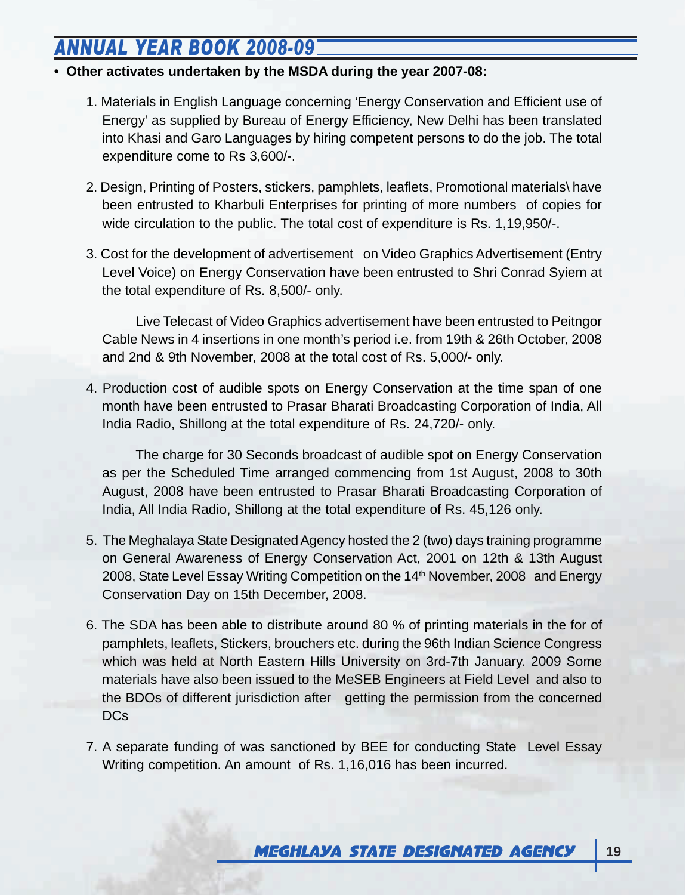- **Other activates undertaken by the MSDA during the year 2007-08:**

1. Materials in English Language concerning 'Energy Conservation and Efficient use of Energy' as supplied by Bureau of Energy Efficiency, New Delhi has been translated into Khasi and Garo Languages by hiring competent persons to do the job. The total expenditure come to Rs 3,600/-.

2. Design, Printing of Posters, stickers, pamphlets, leaflets, Promotional materials\ have been entrusted to Kharbuli Enterprises for printing of more numbers of copies for wide circulation to the public. The total cost of expenditure is Rs. 1,19,950/-.

3. Cost for the development of advertisement on Video Graphics Advertisement (Entry Level Voice) on Energy Conservation have been entrusted to Shri Conrad Syiem at the total expenditure of Rs. 8,500/- only.

   Live Telecast of Video Graphics advertisement have been entrusted to Peitngor Cable News in 4 insertions in one month's period i.e. from 19th & 26th October, 2008 and 2nd & 9th November, 2008 at the total cost of Rs. 5,000/- only.

4. Production cost of audible spots on Energy Conservation at the time span of one month have been entrusted to Prasar Bharati Broadcasting Corporation of India, All India Radio, Shillong at the total expenditure of Rs. 24,720/- only.

   The charge for 30 Seconds broadcast of audible spot on Energy Conservation as per the Scheduled Time arranged commencing from 1st August, 2008 to 30th August, 2008 have been entrusted to Prasar Bharati Broadcasting Corporation of India, All India Radio, Shillong at the total expenditure of Rs. 45,126 only.

5. The Meghalaya State Designated Agency hosted the 2 (two) days training programme on General Awareness of Energy Conservation Act, 2001 on 12th & 13th August 2008, State Level Essay Writing Competition on the 14th November, 2008 and Energy Conservation Day on 15th December, 2008.

6. The SDA has been able to distribute around 80 % of printing materials in the for of pamphlets, leaflets, Stickers, brouchers etc. during the 96th Indian Science Congress which was held at North Eastern Hills University on 3rd-7th January. 2009 Some materials have also been issued to the MeSEB Engineers at Field Level and also to the BDOs of different jurisdiction after getting the permission from the concerned DCs

7. A separate funding of was sanctioned by BEE for conducting State Level Essay Writing competition. An amount of Rs. 1,16,016 has been incurred.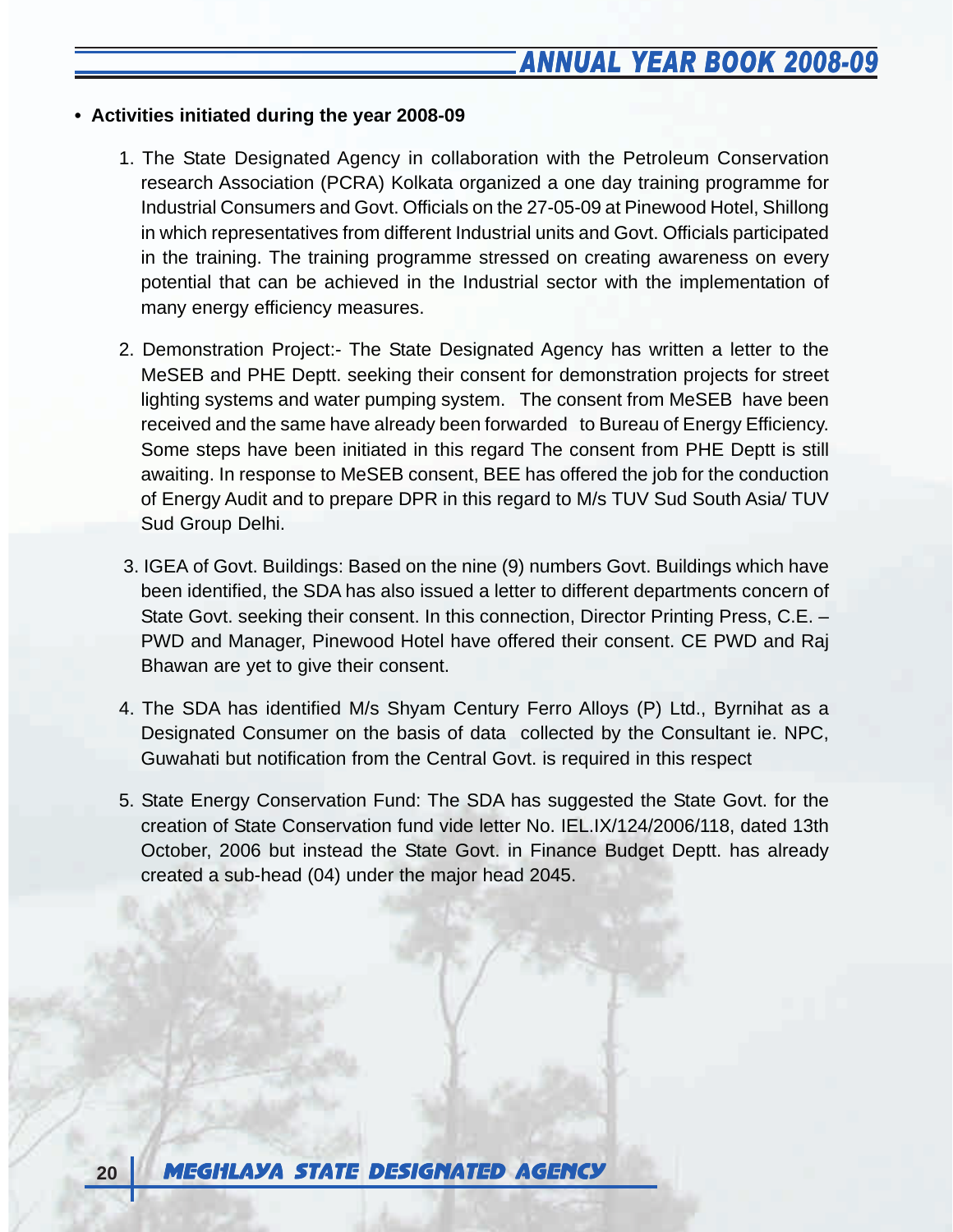- **Activities initiated during the year 2008-09**

1. The State Designated Agency in collaboration with the Petroleum Conservation research Association (PCRA) Kolkata organized a one day training programme for Industrial Consumers and Govt. Officials on the 27-05-09 at Pinewood Hotel, Shillong in which representatives from different Industrial units and Govt. Officials participated in the training. The training programme stressed on creating awareness on every potential that can be achieved in the Industrial sector with the implementation of many energy efficiency measures.

2. Demonstration Project:- The State Designated Agency has written a letter to the MeSEB and PHE Deptt. seeking their consent for demonstration projects for street lighting systems and water pumping system. The consent from MeSEB have been received and the same have already been forwarded to Bureau of Energy Efficiency. Some steps have been initiated in this regard The consent from PHE Deptt is still awaiting. In response to MeSEB consent, BEE has offered the job for the conduction of Energy Audit and to prepare DPR in this regard to M/s TUV Sud South Asia/ TUV Sud Group Delhi.

3. IGEA of Govt. Buildings: Based on the nine (9) numbers Govt. Buildings which have been identified, the SDA has also issued a letter to different departments concern of State Govt. seeking their consent. In this connection, Director Printing Press, C.E. – PWD and Manager, Pinewood Hotel have offered their consent. CE PWD and Raj Bhawan are yet to give their consent.

4. The SDA has identified M/s Shyam Century Ferro Alloys (P) Ltd., Byrnihat as a Designated Consumer on the basis of data collected by the Consultant ie. NPC, Guwahati but notification from the Central Govt. is required in this respect

5. State Energy Conservation Fund: The SDA has suggested the State Govt. for the creation of State Conservation fund vide letter No. IEL.IX/124/2006/118, dated 13th October, 2006 but instead the State Govt. in Finance Budget Deptt. has already created a sub-head (04) under the major head 2045.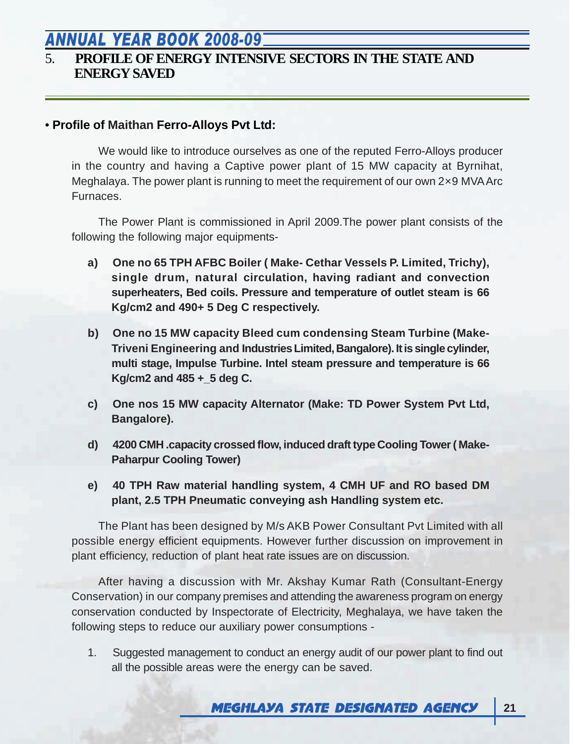## 5. PROFILE OF ENERGY INTENSIVE SECTORS IN THE STATE AND ENERGY SAVED

• **Profile of Maithan Ferro-Alloys Pvt Ltd:**

We would like to introduce ourselves as one of the reputed Ferro-Alloys producer in the country and having a Captive power plant of 15 MW capacity at Byrnihat, Meghalaya. The power plant is running to meet the requirement of our own 2×9 MVA Arc Furnaces.

The Power Plant is commissioned in April 2009.The power plant consists of the following the following major equipments-

a) **One no 65 TPH AFBC Boiler ( Make- Cethar Vessels P. Limited, Trichy), single drum, natural circulation, having radiant and convection superheaters, Bed coils. Pressure and temperature of outlet steam is 66 Kg/cm2 and 490+ 5 Deg C respectively.**

b) **One no 15 MW capacity Bleed cum condensing Steam Turbine (Make- Triveni Engineering and Industries Limited, Bangalore). It is single cylinder, multi stage, Impulse Turbine. Intel steam pressure and temperature is 66 Kg/cm2 and 485 +_5 deg C.**

c) **One nos 15 MW capacity Alternator (Make: TD Power System Pvt Ltd, Bangalore).**

d) **4200 CMH .capacity crossed flow, induced draft type Cooling Tower ( Make- Paharpur Cooling Tower)**

e) **40 TPH Raw material handling system, 4 CMH UF and RO based DM plant, 2.5 TPH Pneumatic conveying ash Handling system etc.**

The Plant has been designed by M/s AKB Power Consultant Pvt Limited with all possible energy efficient equipments. However further discussion on improvement in plant efficiency, reduction of plant heat rate issues are on discussion.

After having a discussion with Mr. Akshay Kumar Rath (Consultant-Energy Conservation) in our company premises and attending the awareness program on energy conservation conducted by Inspectorate of Electricity, Meghalaya, we have taken the following steps to reduce our auxiliary power consumptions -

1. Suggested management to conduct an energy audit of our power plant to find out all the possible areas were the energy can be saved.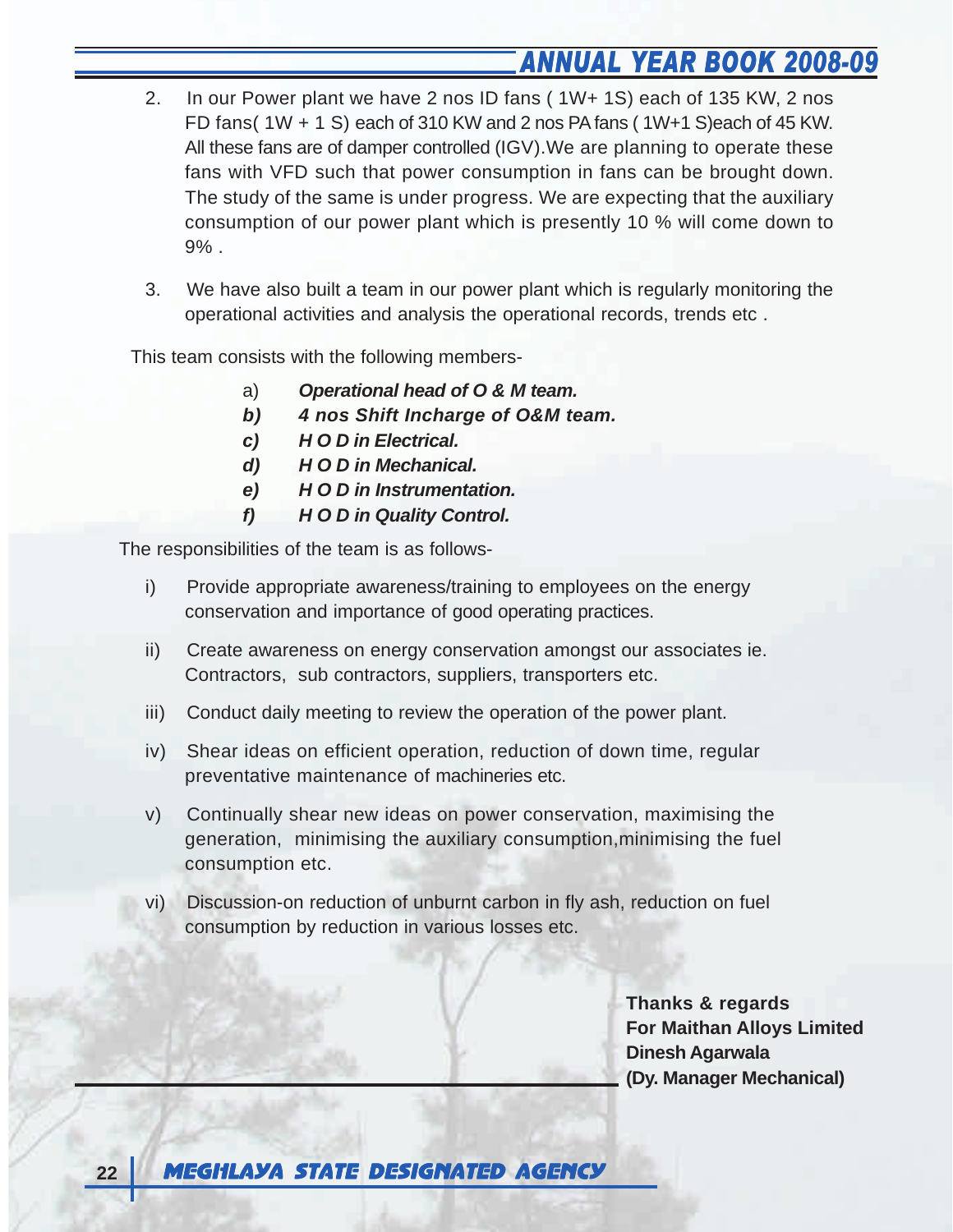2. In our Power plant we have 2 nos ID fans ( 1W+ 1S) each of 135 KW, 2 nos FD fans( 1W + 1 S) each of 310 KW and 2 nos PA fans ( 1W+1 S)each of 45 KW. All these fans are of damper controlled (IGV).We are planning to operate these fans with VFD such that power consumption in fans can be brought down. The study of the same is under progress. We are expecting that the auxiliary consumption of our power plant which is presently 10 % will come down to 9% .

3. We have also built a team in our power plant which is regularly monitoring the operational activities and analysis the operational records, trends etc .

This team consists with the following members-

a) ***Operational head of O & M team.***
b) ***4 nos Shift Incharge of O&M team.***
c) ***H O D in Electrical.***
d) ***H O D in Mechanical.***
e) ***H O D in Instrumentation.***
f) ***H O D in Quality Control.***

The responsibilities of the team is as follows-

i) Provide appropriate awareness/training to employees on the energy conservation and importance of good operating practices.

ii) Create awareness on energy conservation amongst our associates ie. Contractors, sub contractors, suppliers, transporters etc.

iii) Conduct daily meeting to review the operation of the power plant.

iv) Shear ideas on efficient operation, reduction of down time, regular preventative maintenance of machineries etc.

v) Continually shear new ideas on power conservation, maximising the generation, minimising the auxiliary consumption,minimising the fuel consumption etc.

vi) Discussion-on reduction of unburnt carbon in fly ash, reduction on fuel consumption by reduction in various losses etc.

**Thanks & regards**
**For Maithan Alloys Limited**
**Dinesh Agarwala**
**(Dy. Manager Mechanical)**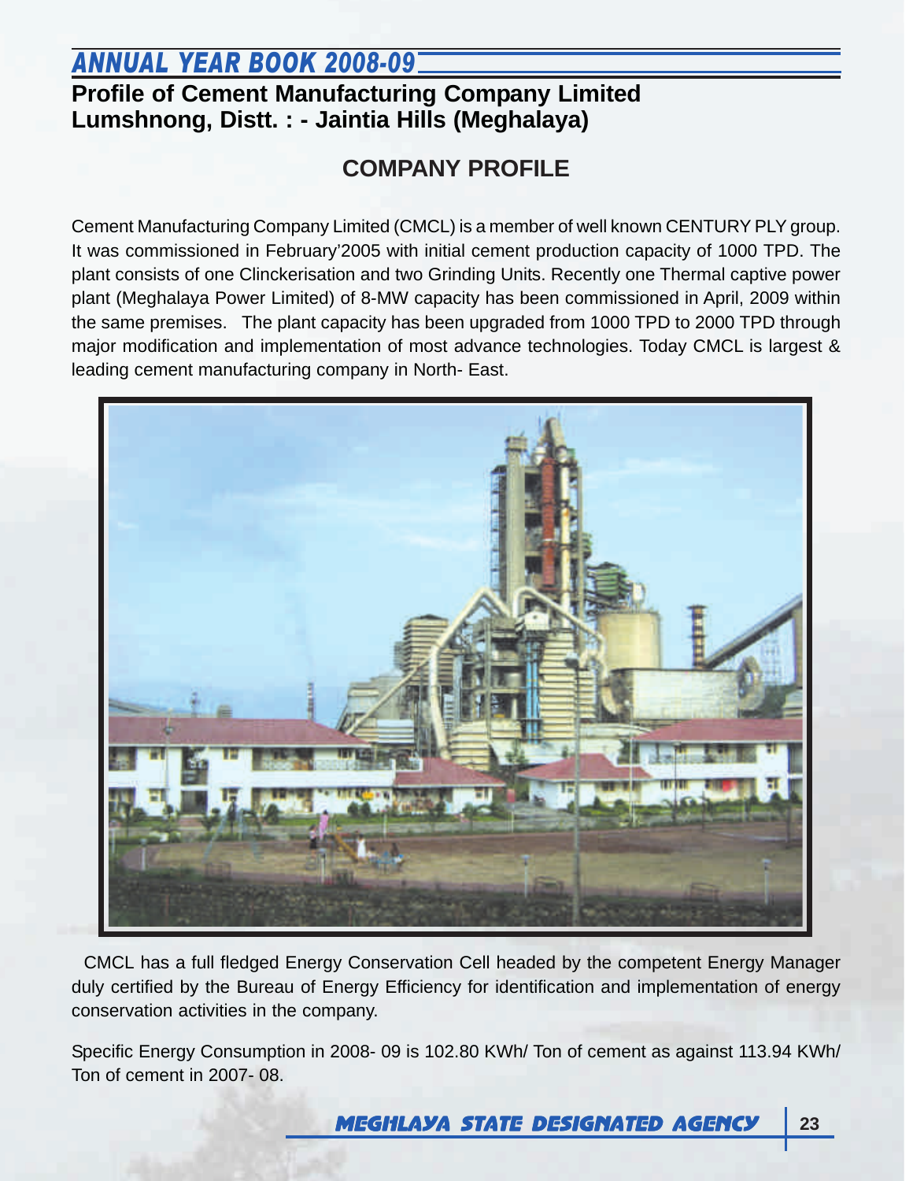## Profile of Cement Manufacturing Company Limited Lumshnong, Distt. : - Jaintia Hills (Meghalaya)

### COMPANY PROFILE

Cement Manufacturing Company Limited (CMCL) is a member of well known CENTURY PLY group. It was commissioned in February'2005 with initial cement production capacity of 1000 TPD. The plant consists of one Clinckerisation and two Grinding Units. Recently one Thermal captive power plant (Meghalaya Power Limited) of 8-MW capacity has been commissioned in April, 2009 within the same premises. The plant capacity has been upgraded from 1000 TPD to 2000 TPD through major modification and implementation of most advance technologies. Today CMCL is largest & leading cement manufacturing company in North- East.

CMCL has a full fledged Energy Conservation Cell headed by the competent Energy Manager duly certified by the Bureau of Energy Efficiency for identification and implementation of energy conservation activities in the company.

Specific Energy Consumption in 2008- 09 is 102.80 KWh/ Ton of cement as against 113.94 KWh/ Ton of cement in 2007- 08.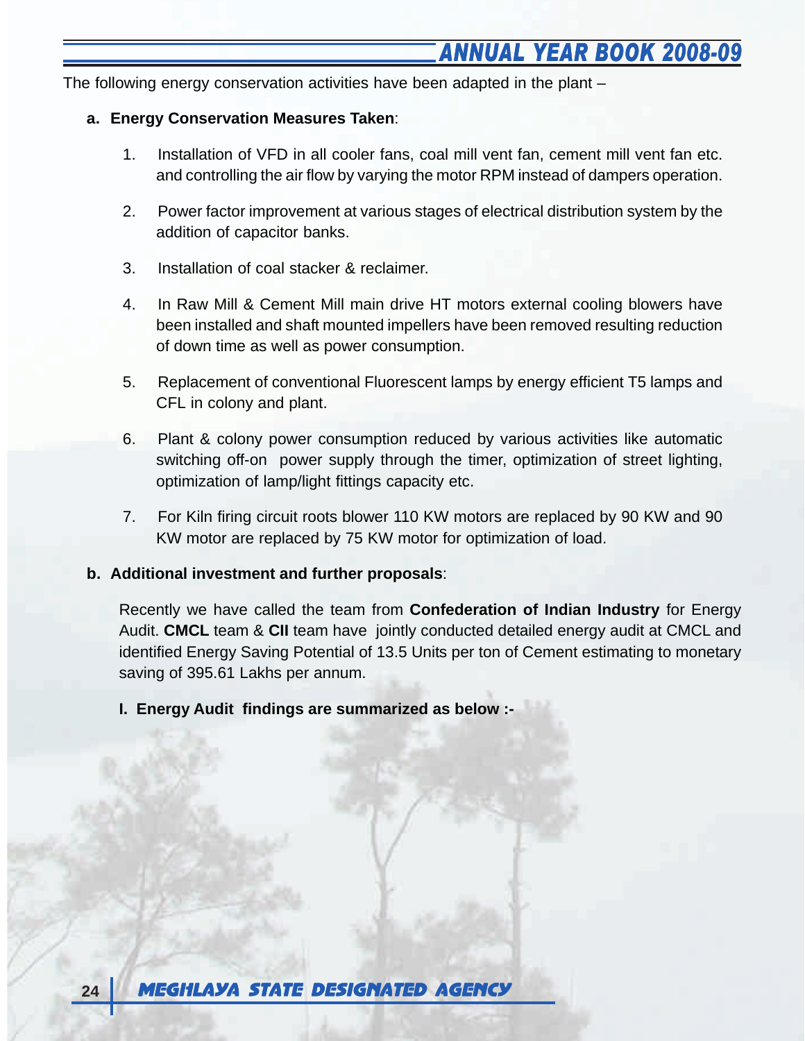The following energy conservation activities have been adapted in the plant –

**a. Energy Conservation Measures Taken**:

1. Installation of VFD in all cooler fans, coal mill vent fan, cement mill vent fan etc. and controlling the air flow by varying the motor RPM instead of dampers operation.

2. Power factor improvement at various stages of electrical distribution system by the addition of capacitor banks.

3. Installation of coal stacker & reclaimer.

4. In Raw Mill & Cement Mill main drive HT motors external cooling blowers have been installed and shaft mounted impellers have been removed resulting reduction of down time as well as power consumption.

5. Replacement of conventional Fluorescent lamps by energy efficient T5 lamps and CFL in colony and plant.

6. Plant & colony power consumption reduced by various activities like automatic switching off-on power supply through the timer, optimization of street lighting, optimization of lamp/light fittings capacity etc.

7. For Kiln firing circuit roots blower 110 KW motors are replaced by 90 KW and 90 KW motor are replaced by 75 KW motor for optimization of load.

**b. Additional investment and further proposals**:

Recently we have called the team from **Confederation of Indian Industry** for Energy Audit. **CMCL** team & **CII** team have jointly conducted detailed energy audit at CMCL and identified Energy Saving Potential of 13.5 Units per ton of Cement estimating to monetary saving of 395.61 Lakhs per annum.

**I. Energy Audit findings are summarized as below :-**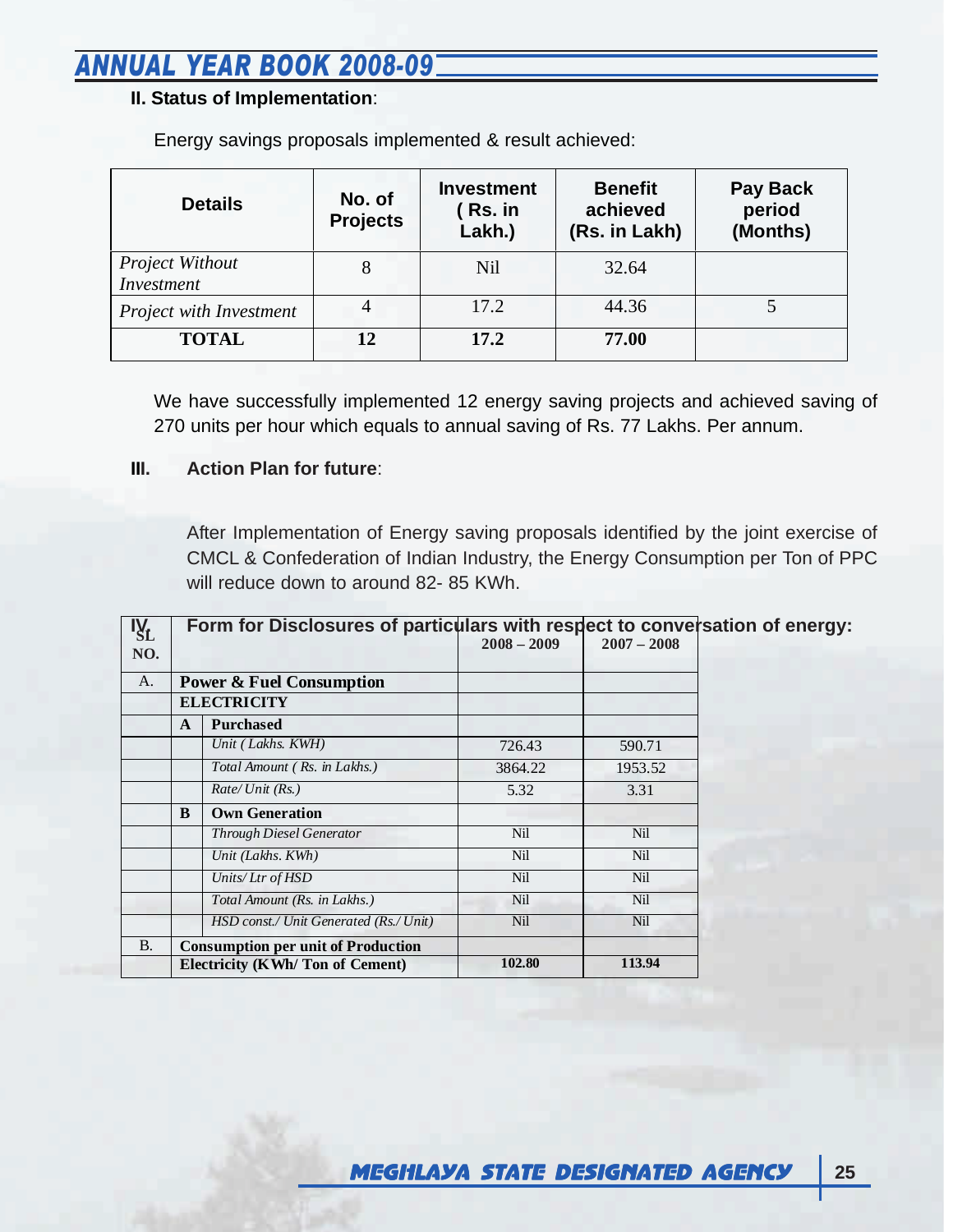**II. Status of Implementation**:

Energy savings proposals implemented & result achieved:

| Details | No. of Projects | Investment ( Rs. in Lakh.) | Benefit achieved (Rs. in Lakh) | Pay Back period (Months) |
|---|---|---|---|---|
| *Project Without Investment* | 8 | Nil | 32.64 | |
| *Project with Investment* | 4 | 17.2 | 44.36 | 5 |
| **TOTAL** | **12** | **17.2** | **77.00** | |

We have successfully implemented 12 energy saving projects and achieved saving of 270 units per hour which equals to annual saving of Rs. 77 Lakhs. Per annum.

**III. Action Plan for future**:

After Implementation of Energy saving proposals identified by the joint exercise of CMCL & Confederation of Indian Industry, the Energy Consumption per Ton of PPC will reduce down to around 82- 85 KWh.

**IV. Form for Disclosures of particulars with respect to conversation of energy:**

| SL NO. | | | 2008 – 2009 | 2007 – 2008 |
|---|---|---|---|---|
| A. | **Power & Fuel Consumption** | | | |
| | **ELECTRICITY** | | | |
| | **A** | **Purchased** | | |
| | | *Unit ( Lakhs. KWH)* | 726.43 | 590.71 |
| | | *Total Amount ( Rs. in Lakhs.)* | 3864.22 | 1953.52 |
| | | *Rate/ Unit (Rs.)* | 5.32 | 3.31 |
| | **B** | **Own Generation** | | |
| | | *Through Diesel Generator* | Nil | Nil |
| | | *Unit (Lakhs. KWh)* | Nil | Nil |
| | | *Units/ Ltr of HSD* | Nil | Nil |
| | | *Total Amount (Rs. in Lakhs.)* | Nil | Nil |
| | | *HSD const./ Unit Generated (Rs./ Unit)* | Nil | Nil |
| B. | **Consumption per unit of Production** | | | |
| | **Electricity (KWh/ Ton of Cement)** | | **102.80** | **113.94** |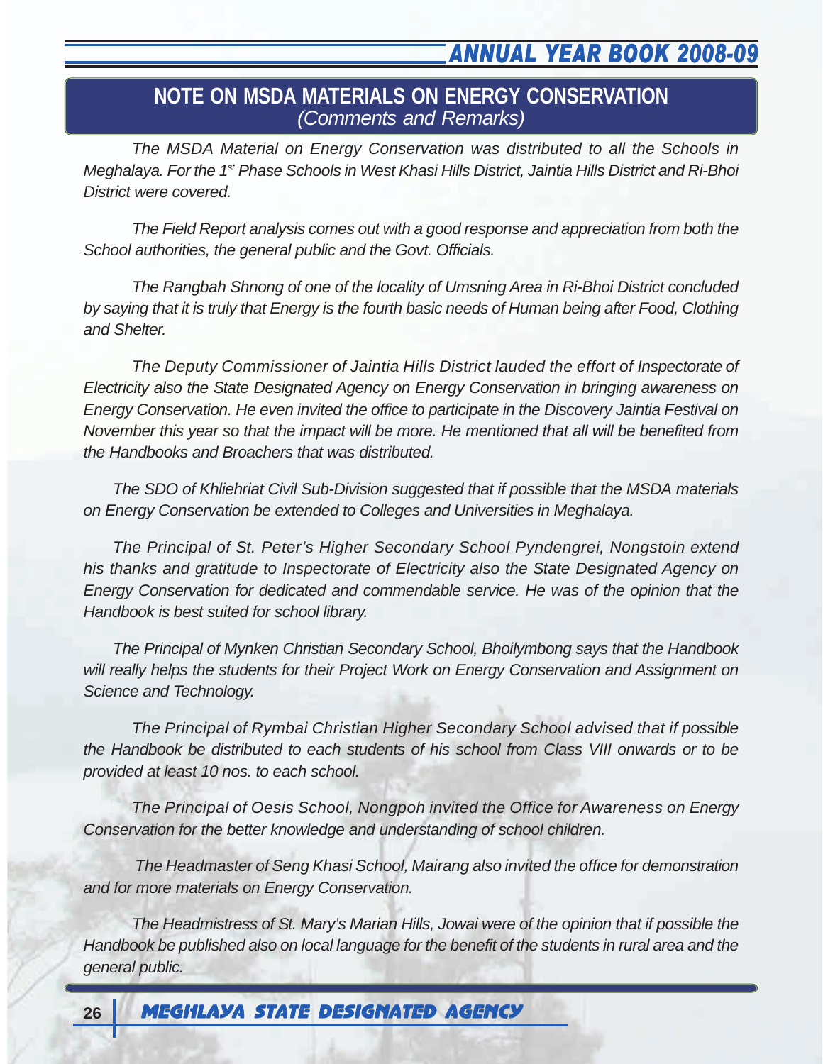## NOTE ON MSDA MATERIALS ON ENERGY CONSERVATION

*(Comments and Remarks)*

*The MSDA Material on Energy Conservation was distributed to all the Schools in Meghalaya. For the 1st Phase Schools in West Khasi Hills District, Jaintia Hills District and Ri-Bhoi District were covered.*

*The Field Report analysis comes out with a good response and appreciation from both the School authorities, the general public and the Govt. Officials.*

*The Rangbah Shnong of one of the locality of Umsning Area in Ri-Bhoi District concluded by saying that it is truly that Energy is the fourth basic needs of Human being after Food, Clothing and Shelter.*

*The Deputy Commissioner of Jaintia Hills District lauded the effort of Inspectorate of Electricity also the State Designated Agency on Energy Conservation in bringing awareness on Energy Conservation. He even invited the office to participate in the Discovery Jaintia Festival on November this year so that the impact will be more. He mentioned that all will be benefited from the Handbooks and Broachers that was distributed.*

*The SDO of Khliehriat Civil Sub-Division suggested that if possible that the MSDA materials on Energy Conservation be extended to Colleges and Universities in Meghalaya.*

*The Principal of St. Peter's Higher Secondary School Pyndengrei, Nongstoin extend his thanks and gratitude to Inspectorate of Electricity also the State Designated Agency on Energy Conservation for dedicated and commendable service. He was of the opinion that the Handbook is best suited for school library.*

*The Principal of Mynken Christian Secondary School, Bhoilymbong says that the Handbook will really helps the students for their Project Work on Energy Conservation and Assignment on Science and Technology.*

*The Principal of Rymbai Christian Higher Secondary School advised that if possible the Handbook be distributed to each students of his school from Class VIII onwards or to be provided at least 10 nos. to each school.*

*The Principal of Oesis School, Nongpoh invited the Office for Awareness on Energy Conservation for the better knowledge and understanding of school children.*

*The Headmaster of Seng Khasi School, Mairang also invited the office for demonstration and for more materials on Energy Conservation.*

*The Headmistress of St. Mary's Marian Hills, Jowai were of the opinion that if possible the Handbook be published also on local language for the benefit of the students in rural area and the general public.*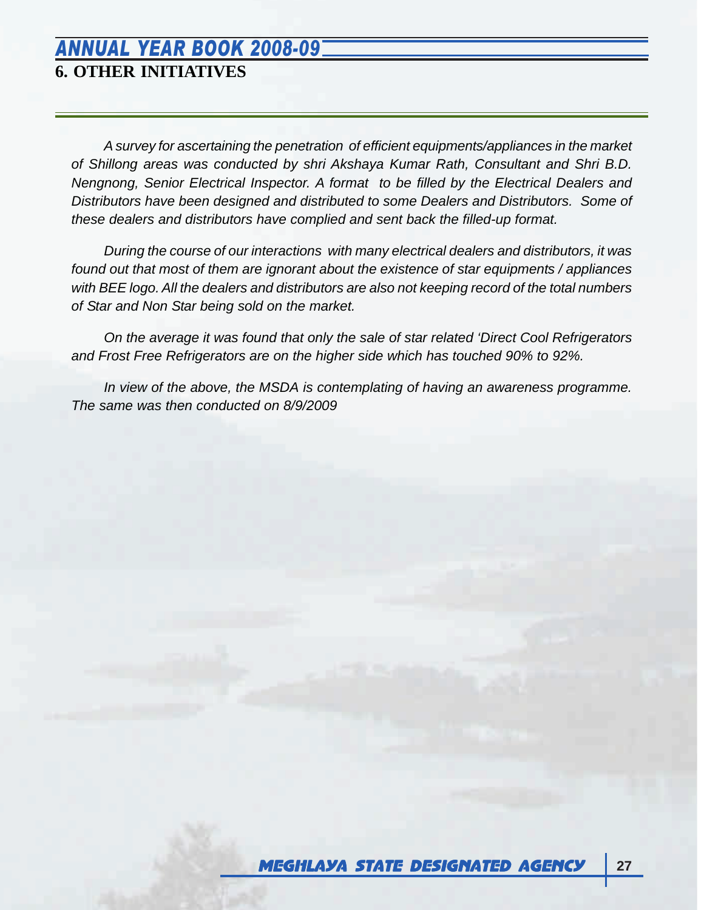## 6. OTHER INITIATIVES

*A survey for ascertaining the penetration of efficient equipments/appliances in the market of Shillong areas was conducted by shri Akshaya Kumar Rath, Consultant and Shri B.D. Nengnong, Senior Electrical Inspector. A format to be filled by the Electrical Dealers and Distributors have been designed and distributed to some Dealers and Distributors. Some of these dealers and distributors have complied and sent back the filled-up format.*

*During the course of our interactions with many electrical dealers and distributors, it was found out that most of them are ignorant about the existence of star equipments / appliances with BEE logo. All the dealers and distributors are also not keeping record of the total numbers of Star and Non Star being sold on the market.*

*On the average it was found that only the sale of star related 'Direct Cool Refrigerators and Frost Free Refrigerators are on the higher side which has touched 90% to 92%.*

*In view of the above, the MSDA is contemplating of having an awareness programme. The same was then conducted on 8/9/2009*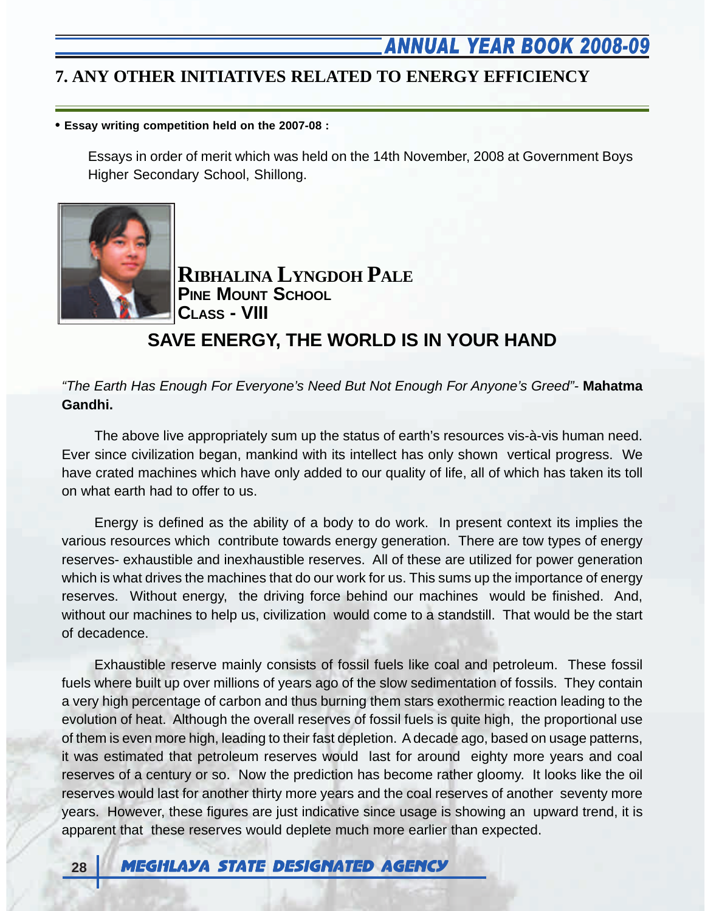## 7. ANY OTHER INITIATIVES RELATED TO ENERGY EFFICIENCY

- **Essay writing competition held on the 2007-08 :**

Essays in order of merit which was held on the 14th November, 2008 at Government Boys Higher Secondary School, Shillong.

**RIBHALINA LYNGDOH PALE**
**PINE MOUNT SCHOOL**
**CLASS - VIII**

### SAVE ENERGY, THE WORLD IS IN YOUR HAND

*"The Earth Has Enough For Everyone's Need But Not Enough For Anyone's Greed"-* **Mahatma Gandhi.**

The above live appropriately sum up the status of earth's resources vis-à-vis human need. Ever since civilization began, mankind with its intellect has only shown vertical progress. We have crated machines which have only added to our quality of life, all of which has taken its toll on what earth had to offer to us.

Energy is defined as the ability of a body to do work. In present context its implies the various resources which contribute towards energy generation. There are tow types of energy reserves- exhaustible and inexhaustible reserves. All of these are utilized for power generation which is what drives the machines that do our work for us. This sums up the importance of energy reserves. Without energy, the driving force behind our machines would be finished. And, without our machines to help us, civilization would come to a standstill. That would be the start of decadence.

Exhaustible reserve mainly consists of fossil fuels like coal and petroleum. These fossil fuels where built up over millions of years ago of the slow sedimentation of fossils. They contain a very high percentage of carbon and thus burning them stars exothermic reaction leading to the evolution of heat. Although the overall reserves of fossil fuels is quite high, the proportional use of them is even more high, leading to their fast depletion. A decade ago, based on usage patterns, it was estimated that petroleum reserves would last for around eighty more years and coal reserves of a century or so. Now the prediction has become rather gloomy. It looks like the oil reserves would last for another thirty more years and the coal reserves of another seventy more years. However, these figures are just indicative since usage is showing an upward trend, it is apparent that these reserves would deplete much more earlier than expected.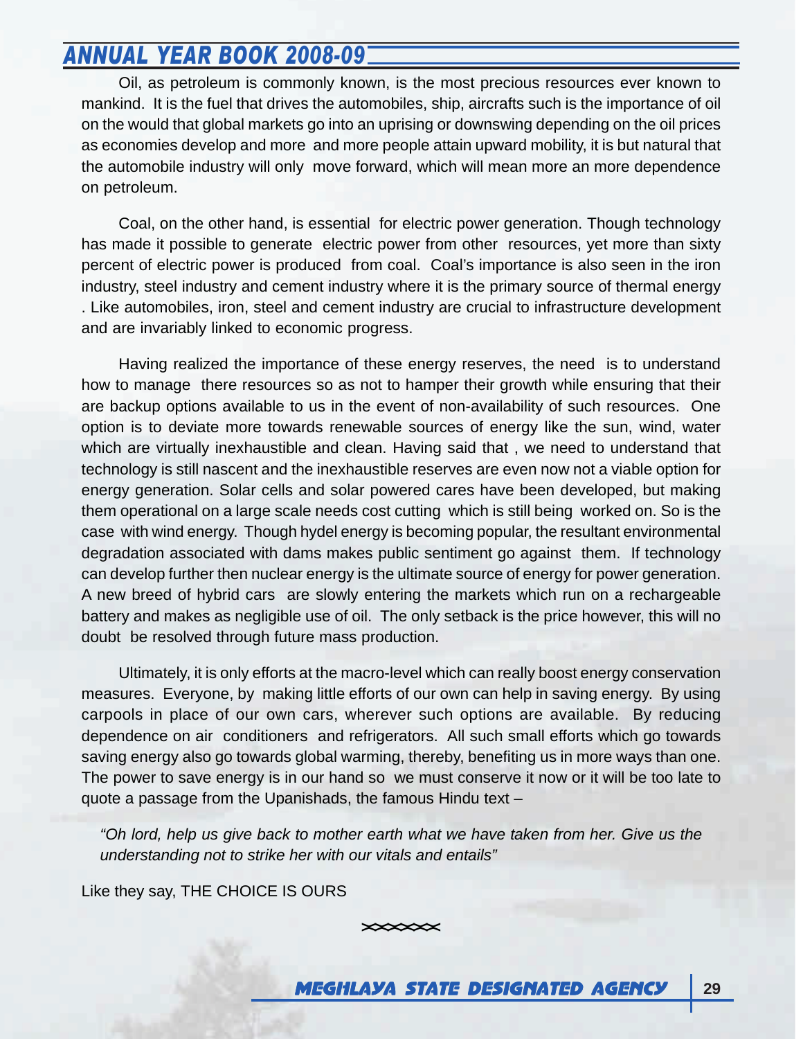Oil, as petroleum is commonly known, is the most precious resources ever known to mankind. It is the fuel that drives the automobiles, ship, aircrafts such is the importance of oil on the would that global markets go into an uprising or downswing depending on the oil prices as economies develop and more and more people attain upward mobility, it is but natural that the automobile industry will only move forward, which will mean more an more dependence on petroleum.

Coal, on the other hand, is essential for electric power generation. Though technology has made it possible to generate electric power from other resources, yet more than sixty percent of electric power is produced from coal. Coal's importance is also seen in the iron industry, steel industry and cement industry where it is the primary source of thermal energy . Like automobiles, iron, steel and cement industry are crucial to infrastructure development and are invariably linked to economic progress.

Having realized the importance of these energy reserves, the need is to understand how to manage there resources so as not to hamper their growth while ensuring that their are backup options available to us in the event of non-availability of such resources. One option is to deviate more towards renewable sources of energy like the sun, wind, water which are virtually inexhaustible and clean. Having said that , we need to understand that technology is still nascent and the inexhaustible reserves are even now not a viable option for energy generation. Solar cells and solar powered cares have been developed, but making them operational on a large scale needs cost cutting which is still being worked on. So is the case with wind energy. Though hydel energy is becoming popular, the resultant environmental degradation associated with dams makes public sentiment go against them. If technology can develop further then nuclear energy is the ultimate source of energy for power generation. A new breed of hybrid cars are slowly entering the markets which run on a rechargeable battery and makes as negligible use of oil. The only setback is the price however, this will no doubt be resolved through future mass production.

Ultimately, it is only efforts at the macro-level which can really boost energy conservation measures. Everyone, by making little efforts of our own can help in saving energy. By using carpools in place of our own cars, wherever such options are available. By reducing dependence on air conditioners and refrigerators. All such small efforts which go towards saving energy also go towards global warming, thereby, benefiting us in more ways than one. The power to save energy is in our hand so we must conserve it now or it will be too late to quote a passage from the Upanishads, the famous Hindu text –

*"Oh lord, help us give back to mother earth what we have taken from her. Give us the understanding not to strike her with our vitals and entails"*

Like they say, THE CHOICE IS OURS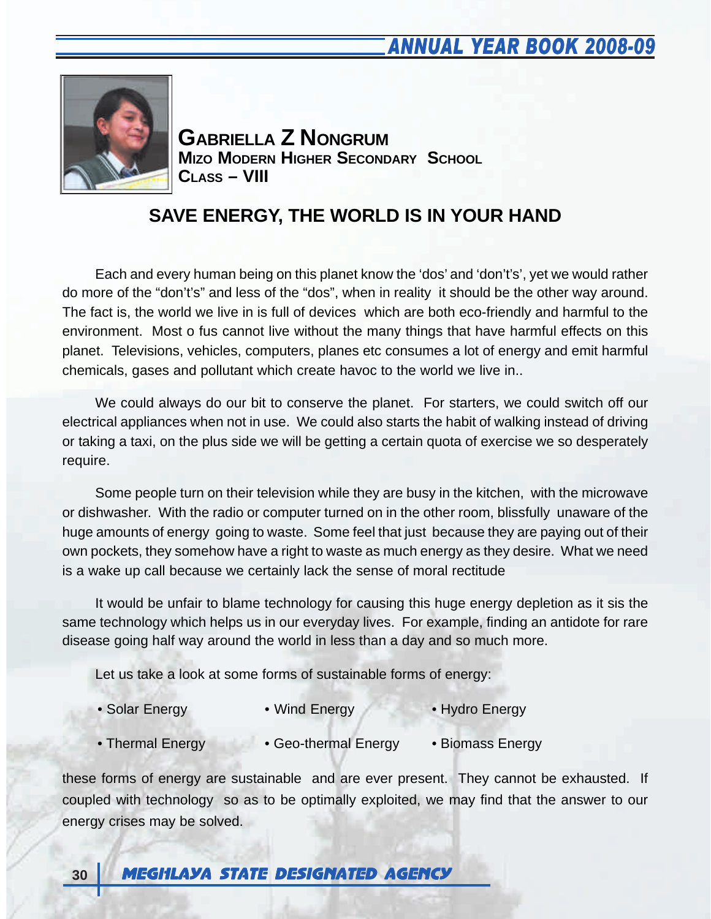**GABRIELLA Z NONGRUM**
**MIZO MODERN HIGHER SECONDARY SCHOOL**
**CLASS – VIII**

## SAVE ENERGY, THE WORLD IS IN YOUR HAND

Each and every human being on this planet know the 'dos' and 'don't's', yet we would rather do more of the "don't's" and less of the "dos", when in reality it should be the other way around. The fact is, the world we live in is full of devices which are both eco-friendly and harmful to the environment. Most o fus cannot live without the many things that have harmful effects on this planet. Televisions, vehicles, computers, planes etc consumes a lot of energy and emit harmful chemicals, gases and pollutant which create havoc to the world we live in..

We could always do our bit to conserve the planet. For starters, we could switch off our electrical appliances when not in use. We could also starts the habit of walking instead of driving or taking a taxi, on the plus side we will be getting a certain quota of exercise we so desperately require.

Some people turn on their television while they are busy in the kitchen, with the microwave or dishwasher. With the radio or computer turned on in the other room, blissfully unaware of the huge amounts of energy going to waste. Some feel that just because they are paying out of their own pockets, they somehow have a right to waste as much energy as they desire. What we need is a wake up call because we certainly lack the sense of moral rectitude

It would be unfair to blame technology for causing this huge energy depletion as it sis the same technology which helps us in our everyday lives. For example, finding an antidote for rare disease going half way around the world in less than a day and so much more.

Let us take a look at some forms of sustainable forms of energy:

- Solar Energy
- Wind Energy
- Hydro Energy
- Thermal Energy
- Geo-thermal Energy
- Biomass Energy

these forms of energy are sustainable and are ever present. They cannot be exhausted. If coupled with technology so as to be optimally exploited, we may find that the answer to our energy crises may be solved.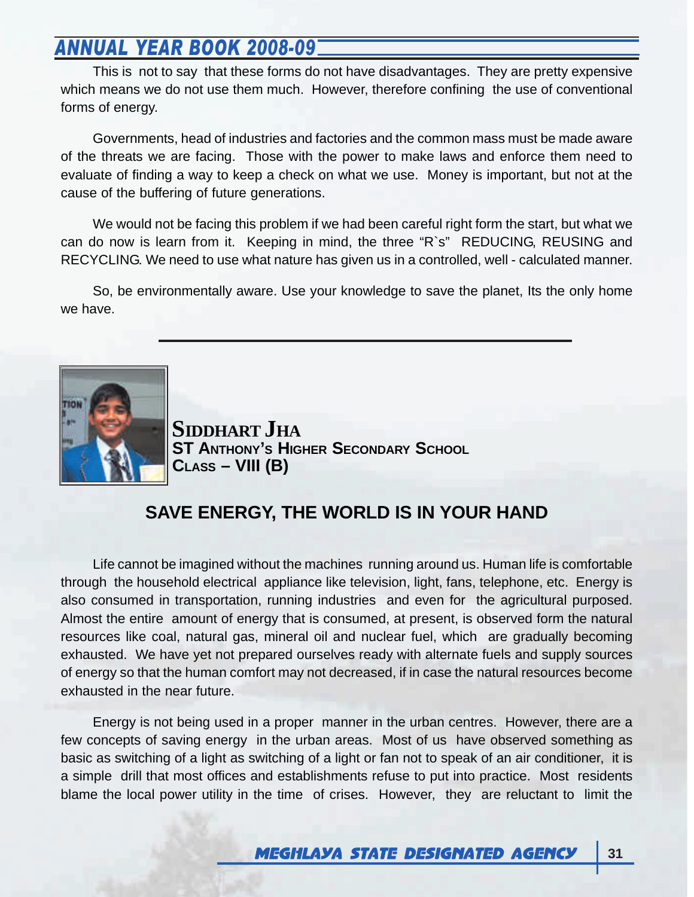This is not to say that these forms do not have disadvantages. They are pretty expensive which means we do not use them much. However, therefore confining the use of conventional forms of energy.

Governments, head of industries and factories and the common mass must be made aware of the threats we are facing. Those with the power to make laws and enforce them need to evaluate of finding a way to keep a check on what we use. Money is important, but not at the cause of the buffering of future generations.

We would not be facing this problem if we had been careful right form the start, but what we can do now is learn from it. Keeping in mind, the three "R`s" REDUCING, REUSING and RECYCLING. We need to use what nature has given us in a controlled, well - calculated manner.

So, be environmentally aware. Use your knowledge to save the planet, Its the only home we have.

---

**SIDDHART JHA**
**ST ANTHONY'S HIGHER SECONDARY SCHOOL**
**CLASS – VIII (B)**

## SAVE ENERGY, THE WORLD IS IN YOUR HAND

Life cannot be imagined without the machines running around us. Human life is comfortable through the household electrical appliance like television, light, fans, telephone, etc. Energy is also consumed in transportation, running industries and even for the agricultural purposed. Almost the entire amount of energy that is consumed, at present, is observed form the natural resources like coal, natural gas, mineral oil and nuclear fuel, which are gradually becoming exhausted. We have yet not prepared ourselves ready with alternate fuels and supply sources of energy so that the human comfort may not decreased, if in case the natural resources become exhausted in the near future.

Energy is not being used in a proper manner in the urban centres. However, there are a few concepts of saving energy in the urban areas. Most of us have observed something as basic as switching of a light as switching of a light or fan not to speak of an air conditioner, it is a simple drill that most offices and establishments refuse to put into practice. Most residents blame the local power utility in the time of crises. However, they are reluctant to limit the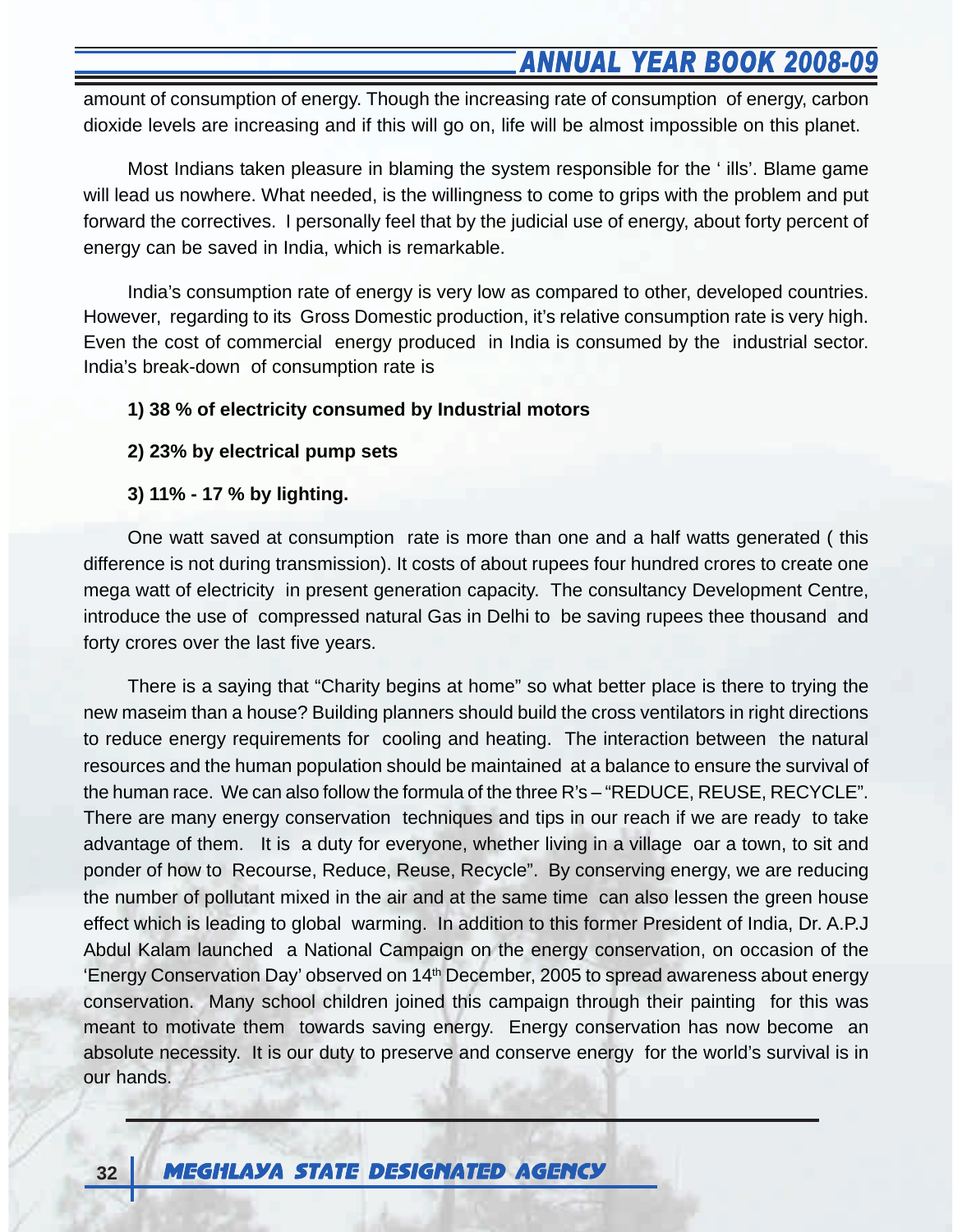amount of consumption of energy. Though the increasing rate of consumption of energy, carbon dioxide levels are increasing and if this will go on, life will be almost impossible on this planet.

Most Indians taken pleasure in blaming the system responsible for the ' ills'. Blame game will lead us nowhere. What needed, is the willingness to come to grips with the problem and put forward the correctives. I personally feel that by the judicial use of energy, about forty percent of energy can be saved in India, which is remarkable.

India's consumption rate of energy is very low as compared to other, developed countries. However, regarding to its Gross Domestic production, it's relative consumption rate is very high. Even the cost of commercial energy produced in India is consumed by the industrial sector. India's break-down of consumption rate is

**1) 38 % of electricity consumed by Industrial motors**

**2) 23% by electrical pump sets**

**3) 11% - 17 % by lighting.**

One watt saved at consumption rate is more than one and a half watts generated ( this difference is not during transmission). It costs of about rupees four hundred crores to create one mega watt of electricity in present generation capacity. The consultancy Development Centre, introduce the use of compressed natural Gas in Delhi to be saving rupees thee thousand and forty crores over the last five years.

There is a saying that "Charity begins at home" so what better place is there to trying the new maseim than a house? Building planners should build the cross ventilators in right directions to reduce energy requirements for cooling and heating. The interaction between the natural resources and the human population should be maintained at a balance to ensure the survival of the human race. We can also follow the formula of the three R's – "REDUCE, REUSE, RECYCLE". There are many energy conservation techniques and tips in our reach if we are ready to take advantage of them. It is a duty for everyone, whether living in a village oar a town, to sit and ponder of how to Recourse, Reduce, Reuse, Recycle". By conserving energy, we are reducing the number of pollutant mixed in the air and at the same time can also lessen the green house effect which is leading to global warming. In addition to this former President of India, Dr. A.P.J Abdul Kalam launched a National Campaign on the energy conservation, on occasion of the 'Energy Conservation Day' observed on 14th December, 2005 to spread awareness about energy conservation. Many school children joined this campaign through their painting for this was meant to motivate them towards saving energy. Energy conservation has now become an absolute necessity. It is our duty to preserve and conserve energy for the world's survival is in our hands.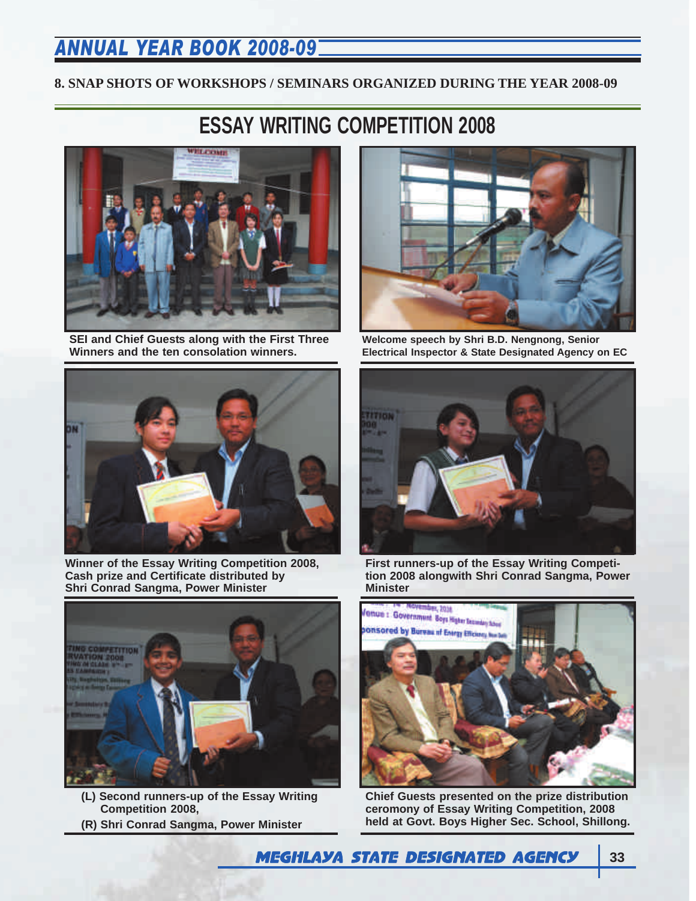## 8. SNAP SHOTS OF WORKSHOPS / SEMINARS ORGANIZED DURING THE YEAR 2008-09

# ESSAY WRITING COMPETITION 2008

SEI and Chief Guests along with the First Three Winners and the ten consolation winners.

Welcome speech by Shri B.D. Nengnong, Senior Electrical Inspector & State Designated Agency on EC

Winner of the Essay Writing Competition 2008, Cash prize and Certificate distributed by Shri Conrad Sangma, Power Minister

First runners-up of the Essay Writing Competition 2008 alongwith Shri Conrad Sangma, Power Minister

(L) Second runners-up of the Essay Writing Competition 2008,
(R) Shri Conrad Sangma, Power Minister

Chief Guests presented on the prize distribution ceremony of Essay Writing Competition, 2008 held at Govt. Boys Higher Sec. School, Shillong.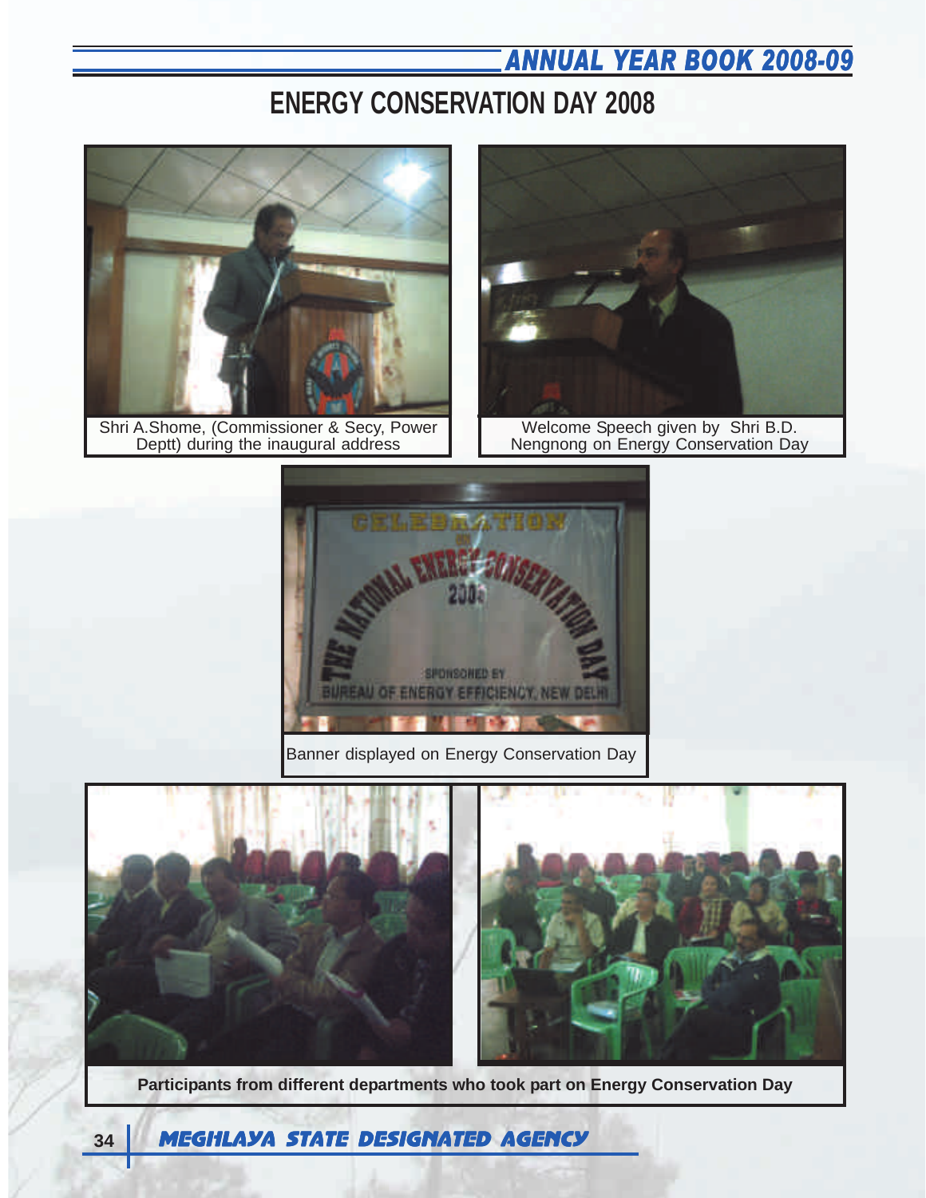# ENERGY CONSERVATION DAY 2008

Shri A.Shome, (Commissioner & Secy, Power Deptt) during the inaugural address

Welcome Speech given by Shri B.D. Nengnong on Energy Conservation Day

Banner displayed on Energy Conservation Day

**Participants from different departments who took part on Energy Conservation Day**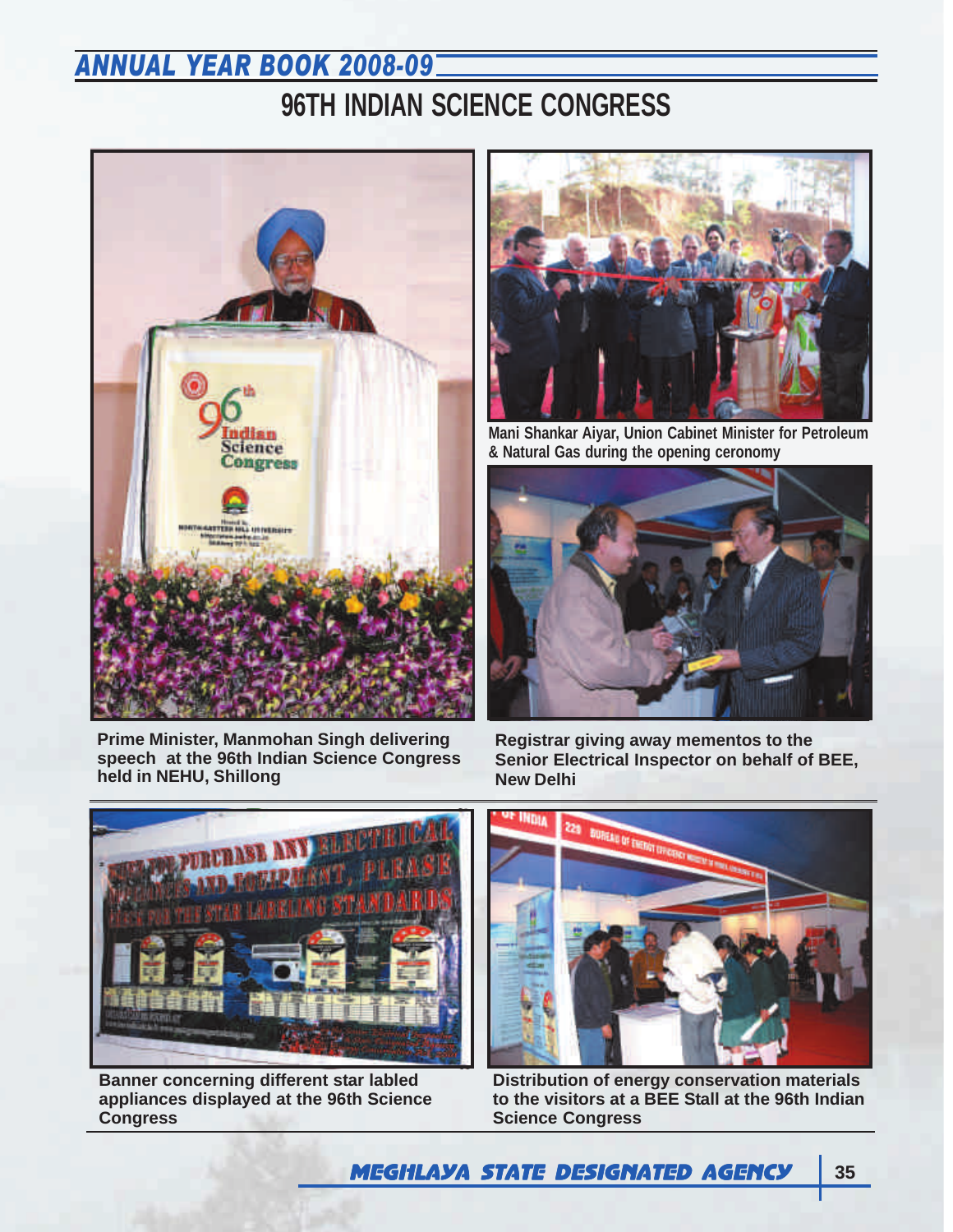# 96TH INDIAN SCIENCE CONGRESS

Prime Minister, Manmohan Singh delivering speech at the 96th Indian Science Congress held in NEHU, Shillong

Mani Shankar Aiyar, Union Cabinet Minister for Petroleum & Natural Gas during the opening ceronomy

Registrar giving away mementos to the Senior Electrical Inspector on behalf of BEE, New Delhi

Banner concerning different star labled appliances displayed at the 96th Science Congress

Distribution of energy conservation materials to the visitors at a BEE Stall at the 96th Indian Science Congress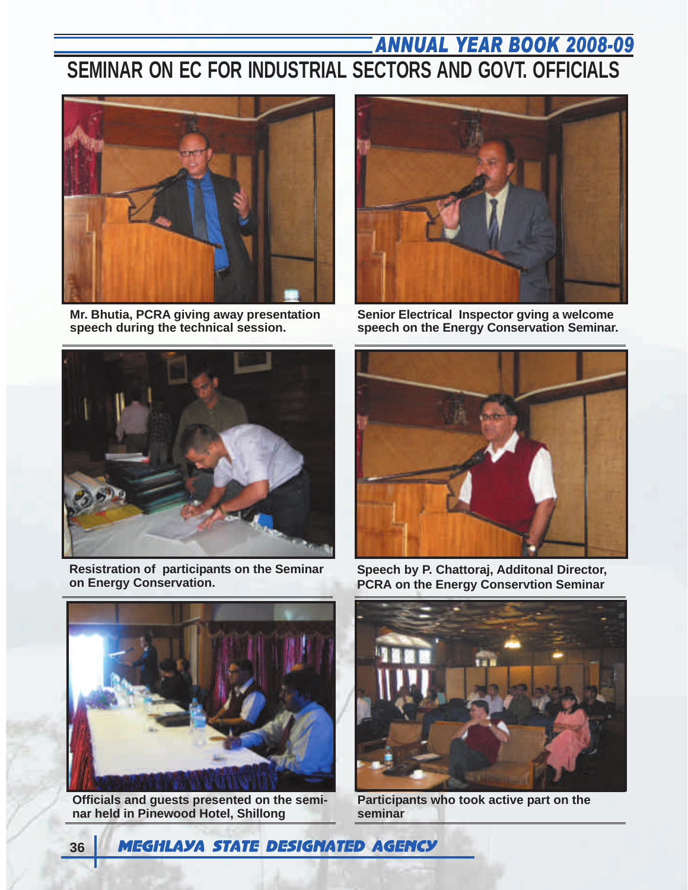# SEMINAR ON EC FOR INDUSTRIAL SECTORS AND GOVT. OFFICIALS

**Mr. Bhutia, PCRA giving away presentation speech during the technical session.**

**Senior Electrical Inspector gving a welcome speech on the Energy Conservation Seminar.**

**Resistration of participants on the Seminar on Energy Conservation.**

**Speech by P. Chattoraj, Additonal Director, PCRA on the Energy Conservtion Seminar**

**Officials and guests presented on the seminar held in Pinewood Hotel, Shillong**

**Participants who took active part on the seminar**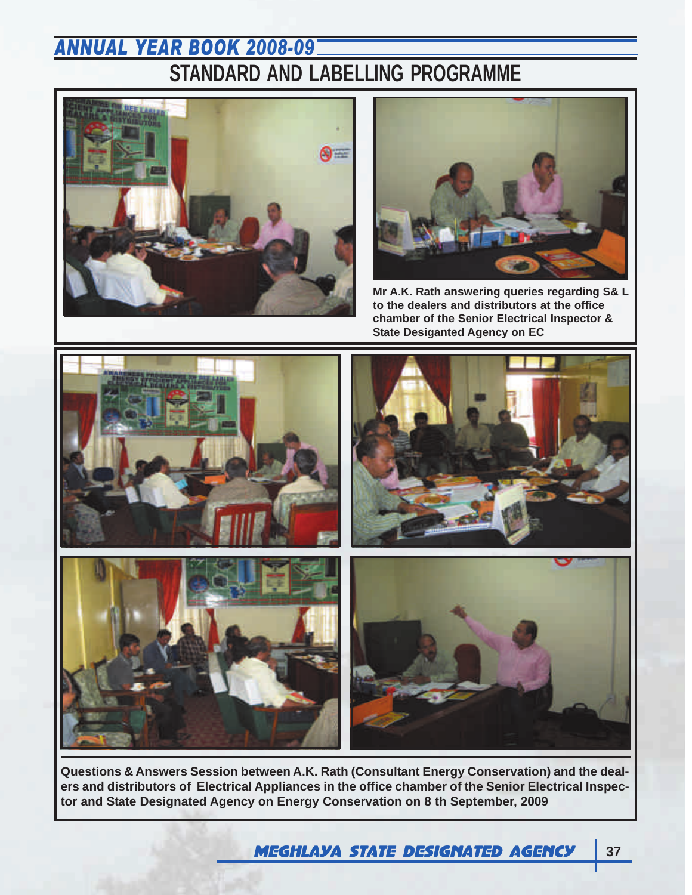# STANDARD AND LABELLING PROGRAMME

Mr A.K. Rath answering queries regarding S& L to the dealers and distributors at the office chamber of the Senior Electrical Inspector & State Desiganted Agency on EC

Questions & Answers Session between A.K. Rath (Consultant Energy Conservation) and the dealers and distributors of Electrical Appliances in the office chamber of the Senior Electrical Inspector and State Designated Agency on Energy Conservation on 8 th September, 2009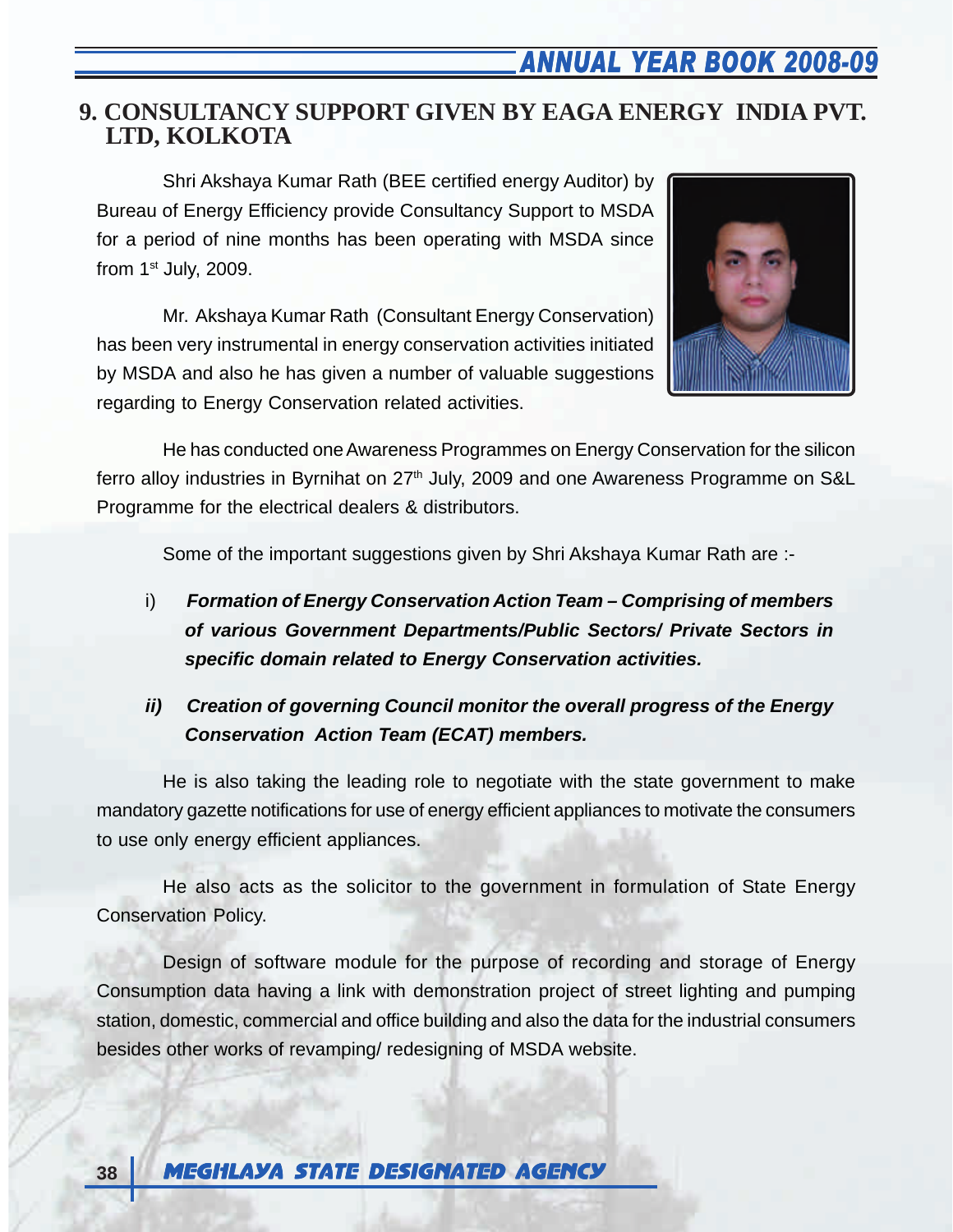## 9. CONSULTANCY SUPPORT GIVEN BY EAGA ENERGY INDIA PVT. LTD, KOLKOTA

Shri Akshaya Kumar Rath (BEE certified energy Auditor) by Bureau of Energy Efficiency provide Consultancy Support to MSDA for a period of nine months has been operating with MSDA since from 1st July, 2009.

Mr. Akshaya Kumar Rath (Consultant Energy Conservation) has been very instrumental in energy conservation activities initiated by MSDA and also he has given a number of valuable suggestions regarding to Energy Conservation related activities.

He has conducted one Awareness Programmes on Energy Conservation for the silicon ferro alloy industries in Byrnihat on 27th July, 2009 and one Awareness Programme on S&L Programme for the electrical dealers & distributors.

Some of the important suggestions given by Shri Akshaya Kumar Rath are :-

i) ***Formation of Energy Conservation Action Team – Comprising of members of various Government Departments/Public Sectors/ Private Sectors in specific domain related to Energy Conservation activities.***

ii) ***Creation of governing Council monitor the overall progress of the Energy Conservation Action Team (ECAT) members.***

He is also taking the leading role to negotiate with the state government to make mandatory gazette notifications for use of energy efficient appliances to motivate the consumers to use only energy efficient appliances.

He also acts as the solicitor to the government in formulation of State Energy Conservation Policy.

Design of software module for the purpose of recording and storage of Energy Consumption data having a link with demonstration project of street lighting and pumping station, domestic, commercial and office building and also the data for the industrial consumers besides other works of revamping/ redesigning of MSDA website.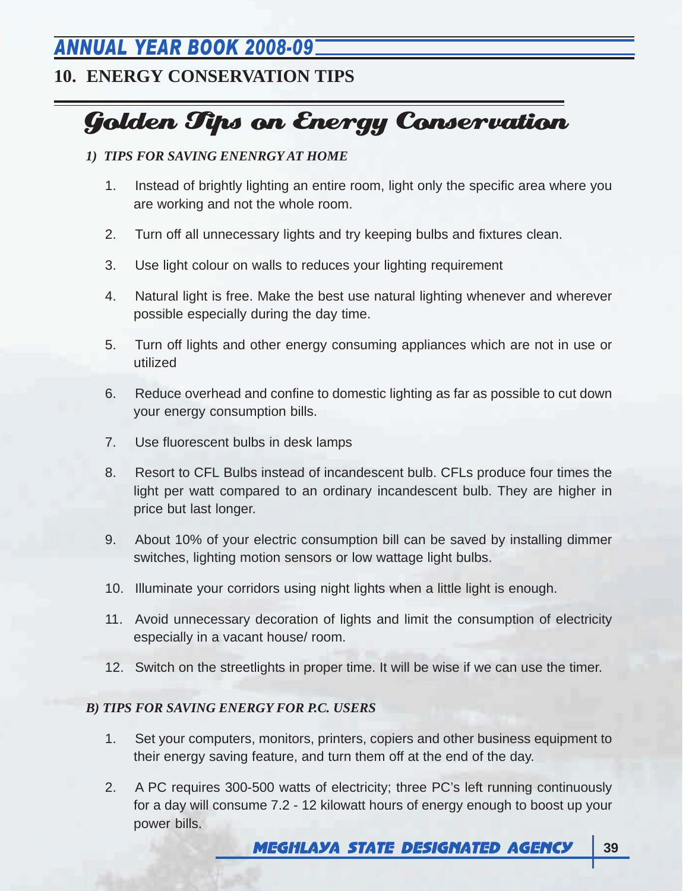## 10. ENERGY CONSERVATION TIPS

# Golden Tips on Energy Conservation

### *1) TIPS FOR SAVING ENENRGY AT HOME*

1. Instead of brightly lighting an entire room, light only the specific area where you are working and not the whole room.
2. Turn off all unnecessary lights and try keeping bulbs and fixtures clean.
3. Use light colour on walls to reduces your lighting requirement
4. Natural light is free. Make the best use natural lighting whenever and wherever possible especially during the day time.
5. Turn off lights and other energy consuming appliances which are not in use or utilized
6. Reduce overhead and confine to domestic lighting as far as possible to cut down your energy consumption bills.
7. Use fluorescent bulbs in desk lamps
8. Resort to CFL Bulbs instead of incandescent bulb. CFLs produce four times the light per watt compared to an ordinary incandescent bulb. They are higher in price but last longer.
9. About 10% of your electric consumption bill can be saved by installing dimmer switches, lighting motion sensors or low wattage light bulbs.
10. Illuminate your corridors using night lights when a little light is enough.
11. Avoid unnecessary decoration of lights and limit the consumption of electricity especially in a vacant house/ room.
12. Switch on the streetlights in proper time. It will be wise if we can use the timer.

### *B) TIPS FOR SAVING ENERGY FOR P.C. USERS*

1. Set your computers, monitors, printers, copiers and other business equipment to their energy saving feature, and turn them off at the end of the day.
2. A PC requires 300-500 watts of electricity; three PC's left running continuously for a day will consume 7.2 - 12 kilowatt hours of energy enough to boost up your power bills.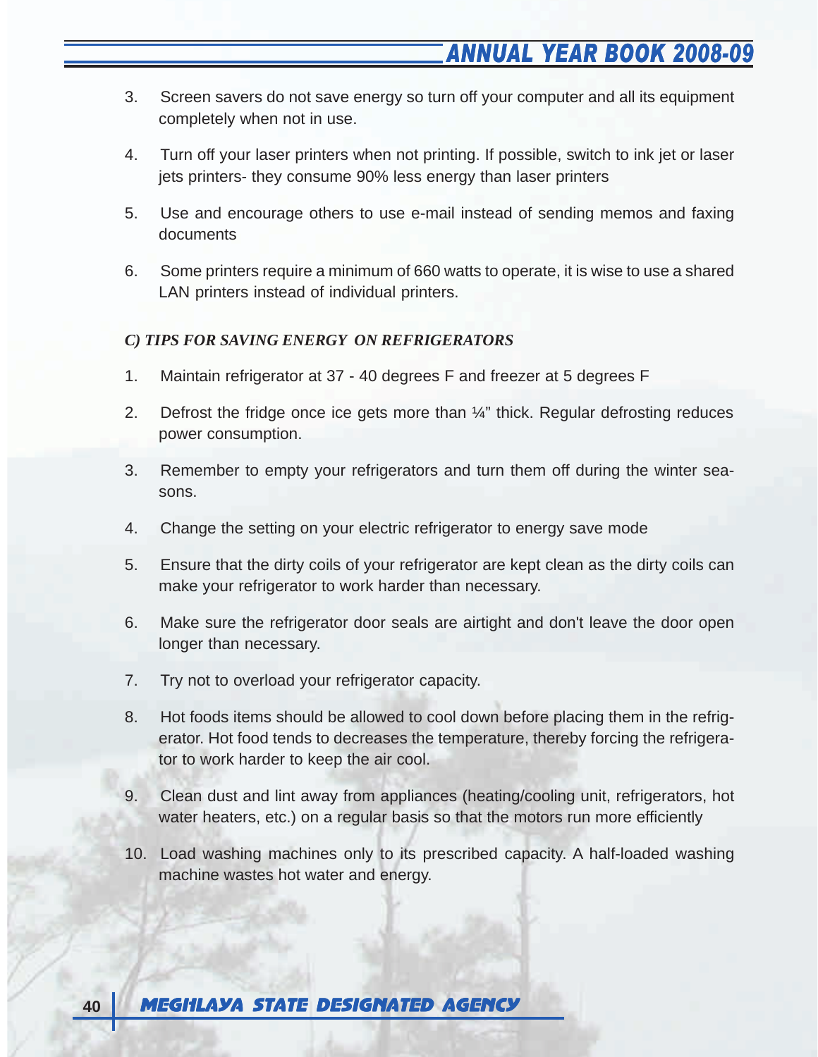3. Screen savers do not save energy so turn off your computer and all its equipment completely when not in use.

4. Turn off your laser printers when not printing. If possible, switch to ink jet or laser jets printers- they consume 90% less energy than laser printers

5. Use and encourage others to use e-mail instead of sending memos and faxing documents

6. Some printers require a minimum of 660 watts to operate, it is wise to use a shared LAN printers instead of individual printers.

### *C) TIPS FOR SAVING ENERGY ON REFRIGERATORS*

1. Maintain refrigerator at 37 - 40 degrees F and freezer at 5 degrees F

2. Defrost the fridge once ice gets more than ¼" thick. Regular defrosting reduces power consumption.

3. Remember to empty your refrigerators and turn them off during the winter seasons.

4. Change the setting on your electric refrigerator to energy save mode

5. Ensure that the dirty coils of your refrigerator are kept clean as the dirty coils can make your refrigerator to work harder than necessary.

6. Make sure the refrigerator door seals are airtight and don't leave the door open longer than necessary.

7. Try not to overload your refrigerator capacity.

8. Hot foods items should be allowed to cool down before placing them in the refrigerator. Hot food tends to decreases the temperature, thereby forcing the refrigerator to work harder to keep the air cool.

9. Clean dust and lint away from appliances (heating/cooling unit, refrigerators, hot water heaters, etc.) on a regular basis so that the motors run more efficiently

10. Load washing machines only to its prescribed capacity. A half-loaded washing machine wastes hot water and energy.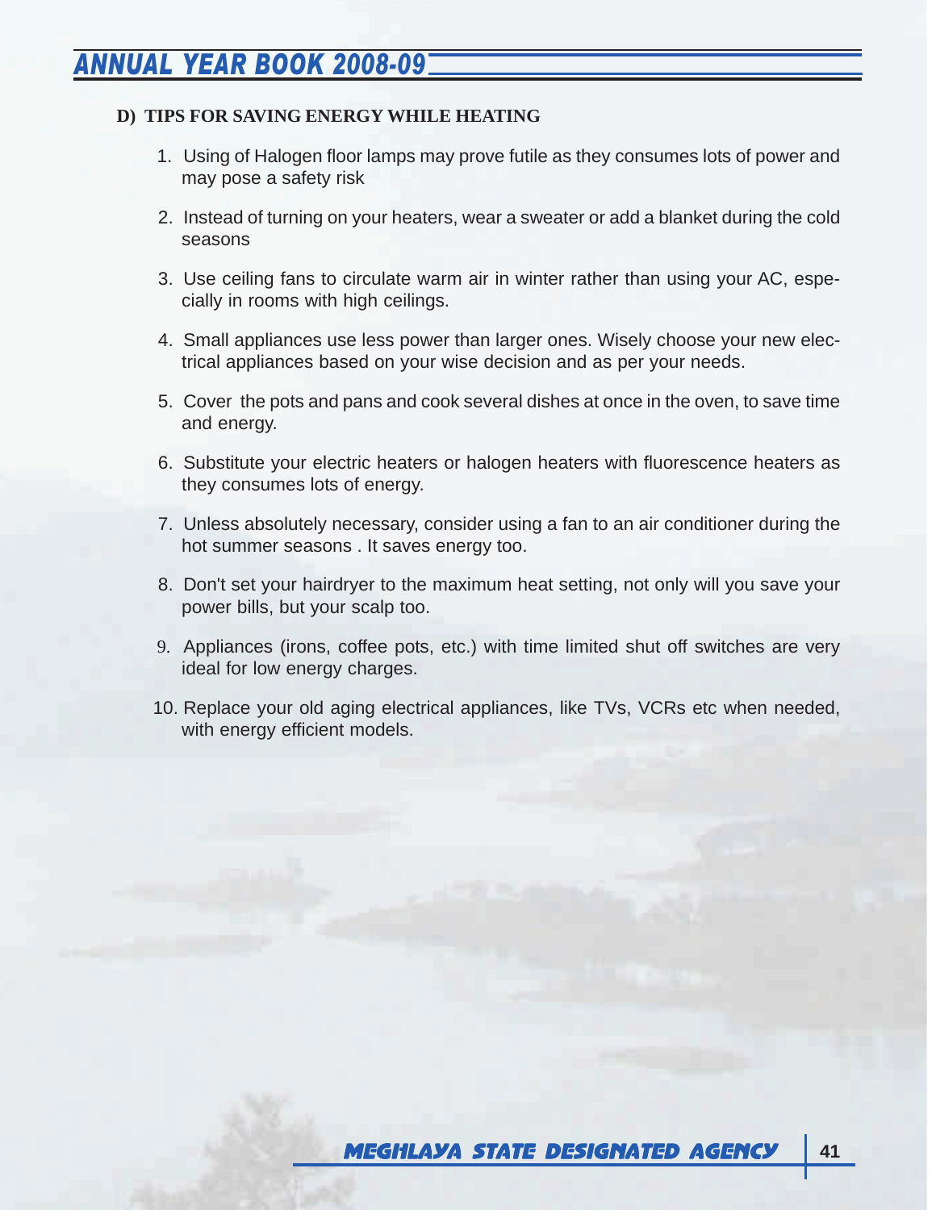### D) TIPS FOR SAVING ENERGY WHILE HEATING

1. Using of Halogen floor lamps may prove futile as they consumes lots of power and may pose a safety risk
2. Instead of turning on your heaters, wear a sweater or add a blanket during the cold seasons
3. Use ceiling fans to circulate warm air in winter rather than using your AC, especially in rooms with high ceilings.
4. Small appliances use less power than larger ones. Wisely choose your new electrical appliances based on your wise decision and as per your needs.
5. Cover the pots and pans and cook several dishes at once in the oven, to save time and energy.
6. Substitute your electric heaters or halogen heaters with fluorescence heaters as they consumes lots of energy.
7. Unless absolutely necessary, consider using a fan to an air conditioner during the hot summer seasons . It saves energy too.
8. Don't set your hairdryer to the maximum heat setting, not only will you save your power bills, but your scalp too.
9. Appliances (irons, coffee pots, etc.) with time limited shut off switches are very ideal for low energy charges.
10. Replace your old aging electrical appliances, like TVs, VCRs etc when needed, with energy efficient models.